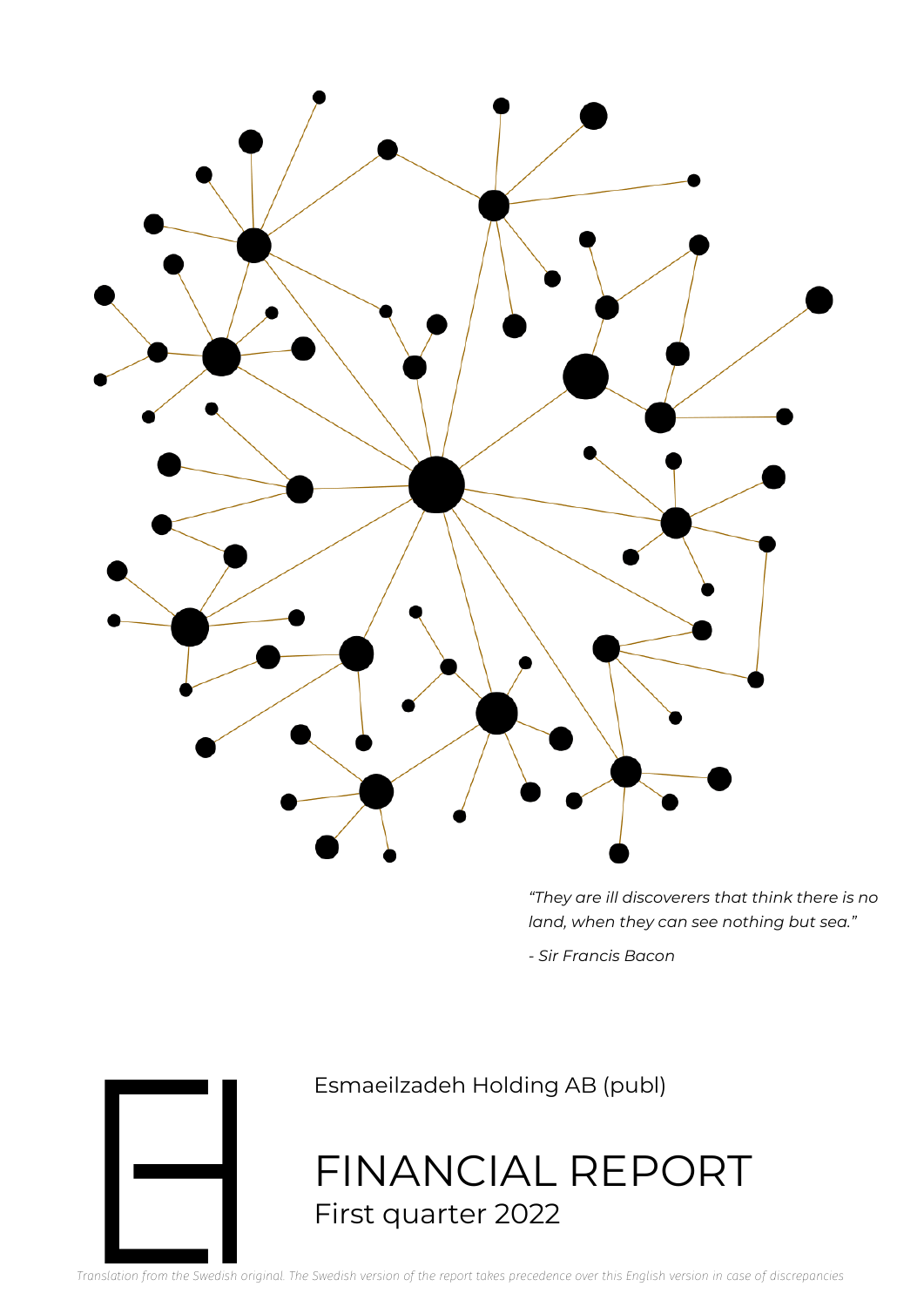*"They are ill discoverers that think there is no land, when they can see nothing but sea."*

*- Sir Francis Bacon*

Esmaeilzadeh Holding AB (publ)

# FINANCIAL REPORT

## First quarter 2022

*Translation from the Swedish original. The Swedish version of the report takes precedence over this English version in case of discrepancies*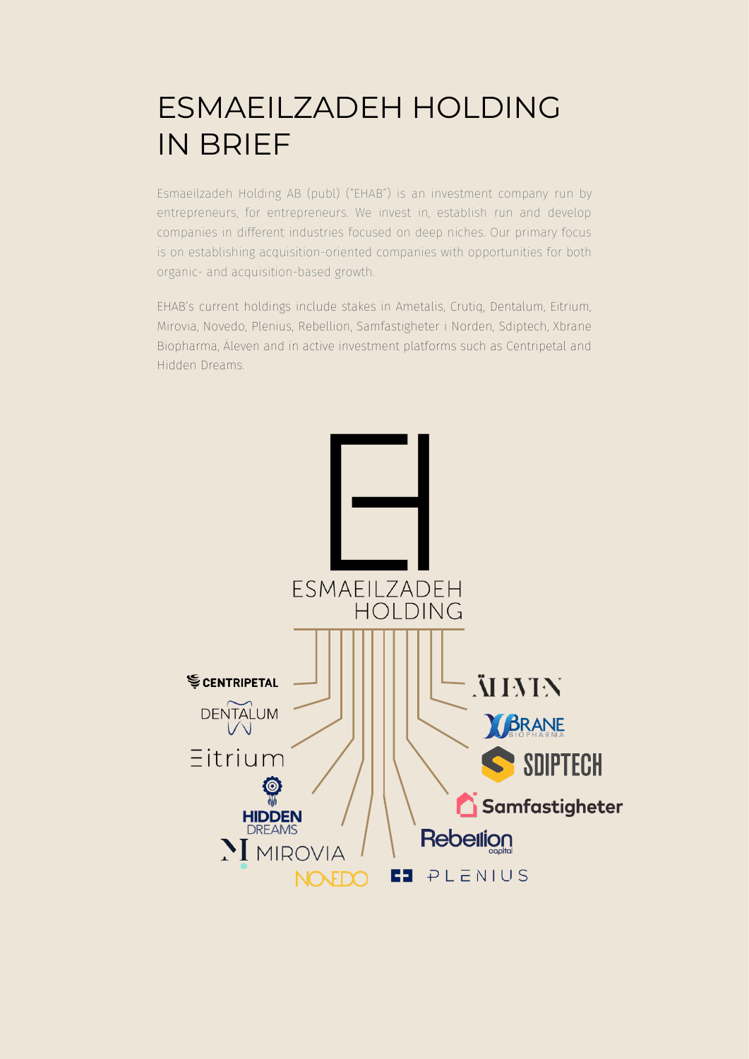# ESMAEILZADEH HOLDING IN BRIEF

Esmaeilzadeh Holding AB (publ) ("EHAB") is an investment company run by entrepreneurs, for entrepreneurs. We invest in, establish run and develop companies in different industries focused on deep niches. Our primary focus is on establishing acquisition-oriented companies with opportunities for both organic- and acquisition-based growth.

EHAB's current holdings include stakes in Ametalis, Crutiq, Dentalum, Eitrium, Mirovia, Novedo, Plenius, Rebellion, Samfastigheter i Norden, Sdiptech, Xbrane Biopharma, Äleven and in active investment platforms such as Centripetal and Hidden Dreams.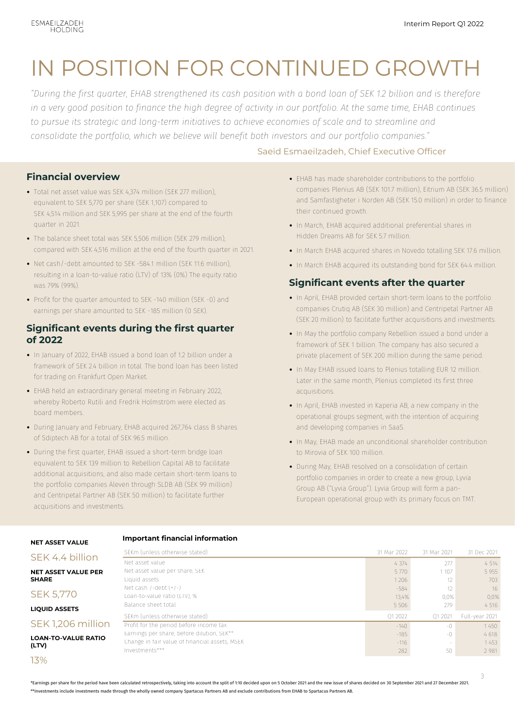# IN POSITION FOR CONTINUED GROWTH

*"During the first quarter, EHAB strengthened its cash position with a bond loan of SEK 1.2 billion and is therefore in a very good position to finance the high degree of activity in our portfolio. At the same time, EHAB continues to pursue its strategic and long-term initiatives to achieve economies of scale and to streamline and consolidate the portfolio, which we believe will benefit both investors and our portfolio companies."*

Saeid Esmaeilzadeh, Chief Executive Officer

## Financial overview

- Total net asset value was SEK 4,374 million (SEK 277 million), equivalent to SEK 5,770 per share (SEK 1,107) compared to SEK 4,514 million and SEK 5,995 per share at the end of the fourth quarter in 2021.
- The balance sheet total was SEK 5,506 million (SEK 279 million), compared with SEK 4,516 million at the end of the fourth quarter in 2021.
- Net cash/-debt amounted to SEK -584.1 million (SEK 11.6 million), resulting in a loan-to-value ratio (LTV) of 13% (0%) The equity ratio was 79% (99%).
- Profit for the quarter amounted to SEK -140 million (SEK -0) and earnings per share amounted to SEK -185 million (0 SEK).

## Significant events during the first quarter of 2022

- In January of 2022, EHAB issued a bond loan of 1.2 billion under a framework of SEK 2.4 billion in total. The bond loan has been listed for trading on Frankfurt Open Market.
- EHAB held an extraordinary general meeting in February 2022, whereby Roberto Rutili and Fredrik Holmström were elected as board members.
- During January and February, EHAB acquired 267,764 class B shares of Sdiptech AB for a total of SEK 96.5 million.
- During the first quarter, EHAB issued a short-term bridge loan equivalent to SEK 139 million to Rebellion Capital AB to facilitate additional acquisitions, and also made certain short-term loans to the portfolio companies Äleven through SLDB AB (SEK 99 million) and Centripetal Partner AB (SEK 50 million) to facilitate further acquisitions and investments.
- EHAB has made shareholder contributions to the portfolio companies Plenius AB (SEK 101.7 million), Eitrium AB (SEK 36.5 million) and Samfastigheter i Norden AB (SEK 15.0 million) in order to finance their continued growth.
- In March, EHAB acquired additional preferential shares in Hidden Dreams AB for SEK 5.7 million.
- In March EHAB acquired shares in Novedo totalling SEK 17.6 million.
- In March EHAB acquired its outstanding bond for SEK 64.4 million.

## Significant events after the quarter

- In April, EHAB provided certain short-term loans to the portfolio companies Crutiq AB (SEK 30 million) and Centripetal Partner AB (SEK 20 million) to facilitate further acquisitions and investments.
- In May the portfolio company Rebellion issued a bond under a framework of SEK 1 billion. The company has also secured a private placement of SEK 200 million during the same period.
- In May EHAB issued loans to Plenius totalling EUR 12 million. Later in the same month, Plenius completed its first three acquisitions.
- In April, EHAB invested in Kaperia AB, a new company in the operational groups segment, with the intention of acquiring and developing companies in SaaS.
- In May, EHAB made an unconditional shareholder contribution to Mirovia of SEK 100 million.
- During May, EHAB resolved on a consolidation of certain portfolio companies in order to create a new group, Lyvia Group AB ("Lyvia Group"). Lyvia Group will form a pan-European operational group with its primary focus on TMT.

**NET ASSET VALUE**

SEK 4.4 billion

**NET ASSET VALUE PER SHARE**

SEK 5,770

**LIQUID ASSETS**

SEK 1,206 million

**LOAN-TO-VALUE RATIO (LTV)**

13%

### Important financial information

| SEKm (unless otherwise stated) | 31 Mar 2022 | 31 Mar 2021 | 31 Dec 2021 |
|---|---|---|---|
| Net asset value | 4 374 | 277 | 4 514 |
| Net asset value per share, SEK | 5 770 | 1 107 | 5 955 |
| Liquid assets | 1 206 | 12 | 703 |
| Net cash /-debt (+/-) | -584 | 12 | 16 |
| Loan-to-value ratio (LTV), % | 13,4% | 0,0% | 0,0% |
| Balance sheet total | 5 506 | 279 | 4 516 |
| **SEKm (unless otherwise stated)** | **Q1 2022** | **Q1 2021** | **Full-year 2021** |
| Profit for the period before income tax | -140 | -0 | 1 450 |
| Earnings per share, before dilution, SEK** | -185 | -0 | 4 618 |
| Change in fair value of financial assets, MSEK | -116 | - | 1 453 |
| Investments*** | 282 | 50 | 2 981 |

*Earnings per share for the period have been calculated retrospectively, taking into account the split of 1:10 decided upon on 5 October 2021 and the new issue of shares decided on 30 September 2021 and 27 December 2021.

**Investments include investments made through the wholly owned company Spartacus Partners AB and exclude contributions from EHAB to Spartacus Partners AB.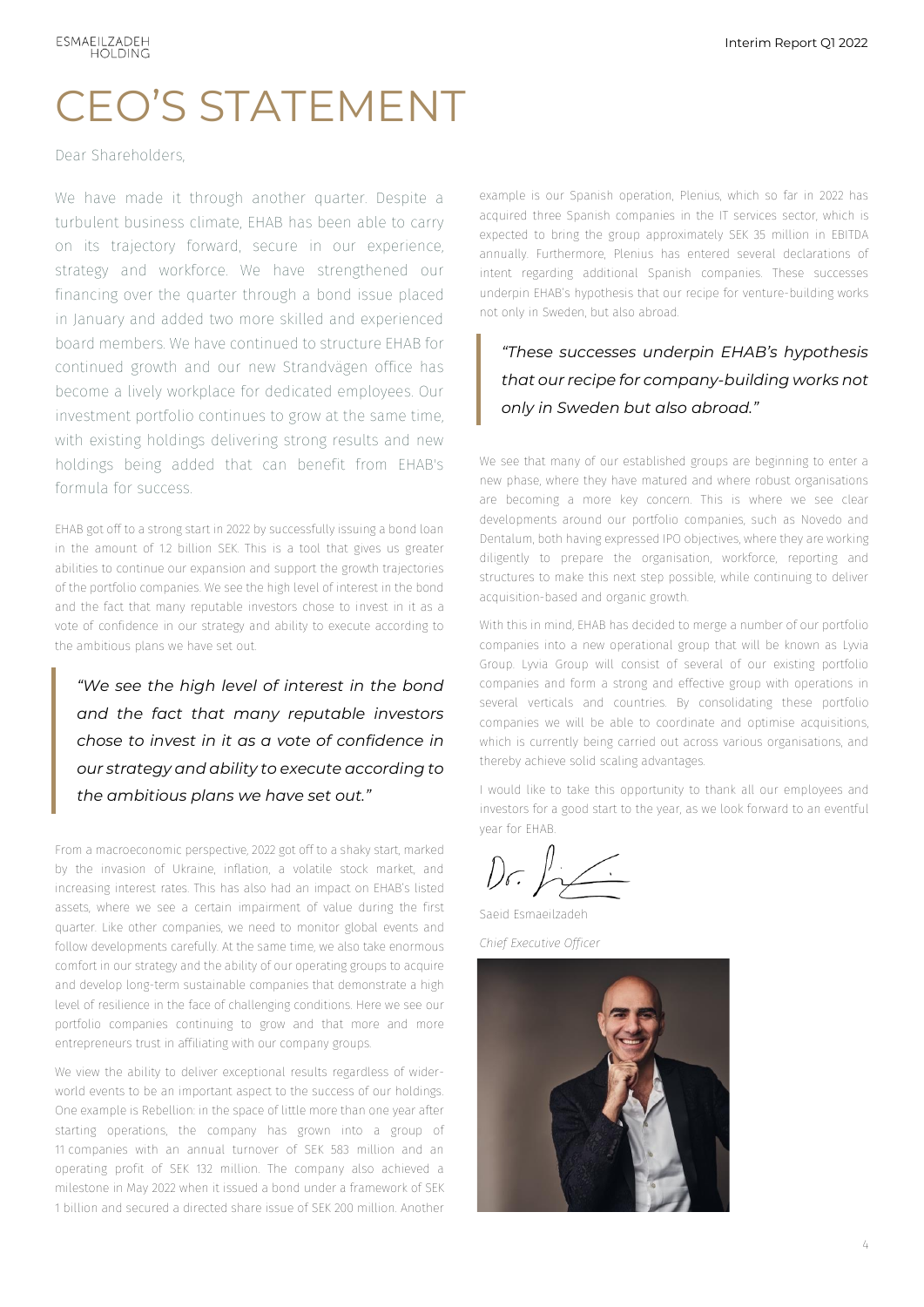# CEO'S STATEMENT

Dear Shareholders,

We have made it through another quarter. Despite a turbulent business climate, EHAB has been able to carry on its trajectory forward, secure in our experience, strategy and workforce. We have strengthened our financing over the quarter through a bond issue placed in January and added two more skilled and experienced board members. We have continued to structure EHAB for continued growth and our new Strandvägen office has become a lively workplace for dedicated employees. Our investment portfolio continues to grow at the same time, with existing holdings delivering strong results and new holdings being added that can benefit from EHAB's formula for success.

EHAB got off to a strong start in 2022 by successfully issuing a bond loan in the amount of 1.2 billion SEK. This is a tool that gives us greater abilities to continue our expansion and support the growth trajectories of the portfolio companies. We see the high level of interest in the bond and the fact that many reputable investors chose to invest in it as a vote of confidence in our strategy and ability to execute according to the ambitious plans we have set out.

> *"We see the high level of interest in the bond and the fact that many reputable investors chose to invest in it as a vote of confidence in our strategy and ability to execute according to the ambitious plans we have set out."*

From a macroeconomic perspective, 2022 got off to a shaky start, marked by the invasion of Ukraine, inflation, a volatile stock market, and increasing interest rates. This has also had an impact on EHAB's listed assets, where we see a certain impairment of value during the first quarter. Like other companies, we need to monitor global events and follow developments carefully. At the same time, we also take enormous comfort in our strategy and the ability of our operating groups to acquire and develop long-term sustainable companies that demonstrate a high level of resilience in the face of challenging conditions. Here we see our portfolio companies continuing to grow and that more and more entrepreneurs trust in affiliating with our company groups.

We view the ability to deliver exceptional results regardless of wider-world events to be an important aspect to the success of our holdings. One example is Rebellion: in the space of little more than one year after starting operations, the company has grown into a group of 11 companies with an annual turnover of SEK 583 million and an operating profit of SEK 132 million. The company also achieved a milestone in May 2022 when it issued a bond under a framework of SEK 1 billion and secured a directed share issue of SEK 200 million. Another example is our Spanish operation, Plenius, which so far in 2022 has acquired three Spanish companies in the IT services sector, which is expected to bring the group approximately SEK 35 million in EBITDA annually. Furthermore, Plenius has entered several declarations of intent regarding additional Spanish companies. These successes underpin EHAB's hypothesis that our recipe for venture-building works not only in Sweden, but also abroad.

> *"These successes underpin EHAB's hypothesis that our recipe for company-building works not only in Sweden but also abroad."*

We see that many of our established groups are beginning to enter a new phase, where they have matured and where robust organisations are becoming a more key concern. This is where we see clear developments around our portfolio companies, such as Novedo and Dentalum, both having expressed IPO objectives, where they are working diligently to prepare the organisation, workforce, reporting and structures to make this next step possible, while continuing to deliver acquisition-based and organic growth.

With this in mind, EHAB has decided to merge a number of our portfolio companies into a new operational group that will be known as Lyvia Group. Lyvia Group will consist of several of our existing portfolio companies and form a strong and effective group with operations in several verticals and countries. By consolidating these portfolio companies we will be able to coordinate and optimise acquisitions, which is currently being carried out across various organisations, and thereby achieve solid scaling advantages.

I would like to take this opportunity to thank all our employees and investors for a good start to the year, as we look forward to an eventful year for EHAB.

Saeid Esmaeilzadeh

*Chief Executive Officer*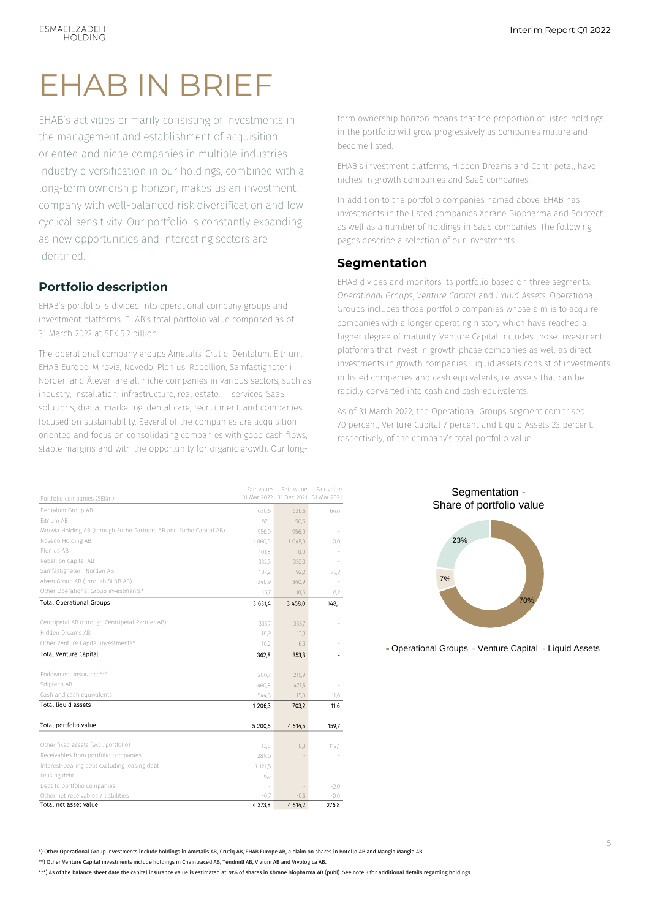# EHAB IN BRIEF

EHAB's activities primarily consisting of investments in the management and establishment of acquisition-oriented and niche companies in multiple industries. Industry diversification in our holdings, combined with a long-term ownership horizon, makes us an investment company with well-balanced risk diversification and low cyclical sensitivity. Our portfolio is constantly expanding as new opportunities and interesting sectors are identified.

## Portfolio description

EHAB's portfolio is divided into operational company groups and investment platforms. EHAB's total portfolio value comprised as of 31 March 2022 at SEK 5.2 billion

The operational company groups Ametalis, Crutiq, Dentalum, Eitrium, EHAB Europe, Mirovia, Novedo, Plenius, Rebellion, Samfastigheter i Norden and Aleven are all niche companies in various sectors, such as industry, installation, infrastructure, real estate, IT services, SaaS solutions, digital marketing, dental care, recruitment, and companies focused on sustainability. Several of the companies are acquisition-oriented and focus on consolidating companies with good cash flows, stable margins and with the opportunity for organic growth. Our long-term ownership horizon means that the proportion of listed holdings in the portfolio will grow progressively as companies mature and become listed.

EHAB's investment platforms, Hidden Dreams and Centripetal, have niches in growth companies and SaaS companies.

In addition to the portfolio companies named above, EHAB has investments in the listed companies Xbrane Biopharma and Sdiptech, as well as a number of holdings in SaaS companies. The following pages describe a selection of our investments.

## Segmentation

EHAB divides and monitors its portfolio based on three segments: *Operational Groups*, *Venture Capital* and *Liquid Assets*. Operational Groups includes those portfolio companies whose aim is to acquire companies with a longer operating history which have reached a higher degree of maturity. Venture Capital includes those investment platforms that invest in growth phase companies as well as direct investments in growth companies. Liquid assets consist of investments in listed companies and cash equivalents, i.e. assets that can be rapidly converted into cash and cash equivalents.

As of 31 March 2022, the Operational Groups segment comprised 70 percent, Venture Capital 7 percent and Liquid Assets 23 percent, respectively, of the company's total portfolio value.

| Portfolio companies (SEKm) | Fair value 31 Mar 2022 | Fair value 31 Dec 2021 | Fair value 31 Mar 2021 |
|---|---|---|---|
| Dentalum Group AB | 630,5 | 630,5 | 64,6 |
| Eitrium AB | 87,1 | 50,6 | - |
| Mirovia Holding AB (through Furbo Partners AB and Furbo Capital AB) | 956,0 | 956,0 | - |
| Novedo Holding AB | 1 060,0 | 1 045,0 | 0,0 |
| Plenius AB | 101,8 | 0,0 | - |
| Rebellion Capital AB | 332,3 | 332,3 | - |
| Samfastigheter i Norden AB | 107,2 | 92,2 | 75,2 |
| Alven Group AB (through SLDB AB) | 340,9 | 340,9 | - |
| Other Operational Group investments* | 15,7 | 10,6 | 8,2 |
| Total Operational Groups | 3 631,4 | 3 458,0 | 148,1 |
| | | | |
| Centripetal AB (through Centripetal Partner AB) | 333,7 | 333,7 | - |
| Hidden Dreams AB | 18,9 | 13,3 | - |
| Other Venture Capital investments* | 10,2 | 6,3 | - |
| Total Venture Capital | 362,8 | 353,3 | - |
| | | | |
| Endowment insurance*** | 200,7 | 215,9 | - |
| Sdiptech AB | 460,8 | 471,5 | - |
| Cash and cash equivalents | 544,8 | 15,8 | 11,6 |
| Total liquid assets | 1 206,3 | 703,2 | 11,6 |
| | | | |
| Total portfolio value | 5 200,5 | 4 514,5 | 159,7 |
| | | | |
| Other fixed assets (excl. portfolio) | 13,8 | 0,3 | 119,1 |
| Receivables from portfolio companies | 289,0 | - | - |
| Interest-bearing debt excluding leasing debt | -1 122,5 | - | - |
| Leasing debt | -6,3 | - | - |
| Debt to portfolio companies | - | - | -2,0 |
| Other net receivables / liabilities | -0,7 | -0,5 | -0,0 |
| Total net asset value | 4 373,8 | 4 514,2 | 276,8 |

Segmentation - Share of portfolio value

- Operational Groups: 70%
- Venture Capital: 7%
- Liquid Assets: 23%

*) Other Operational Group investments include holdings in Ametalis AB, Crutiq AB, EHAB Europe AB, a claim on shares in Botello AB and Mangia Mangia AB.

**) Other Venture Capital investments include holdings in Chaintraced AB, Tendmill AB, Vivium AB and Vivologica AB.

***) As of the balance sheet date the capital insurance value is estimated at 78% of shares in Xbrane Biopharma AB (publ). See note 3 for additional details regarding holdings.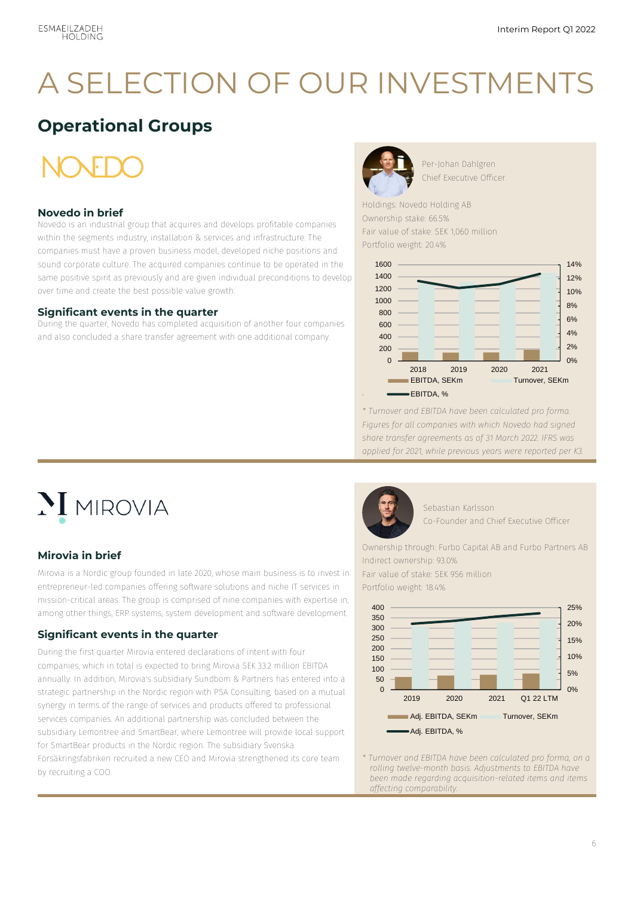# A SELECTION OF OUR INVESTMENTS

## Operational Groups

NOVEDO

### Novedo in brief

Novedo is an industrial group that acquires and develops profitable companies within the segments industry, installation & services and infrastructure. The companies must have a proven business model, developed niche positions and sound corporate culture. The acquired companies continue to be operated in the same positive spirit as previously and are given individual preconditions to develop over time and create the best possible value growth.

### Significant events in the quarter

During the quarter, Novedo has completed acquisition of another four companies and also concluded a share transfer agreement with one additional company.

Per-Johan Dahlgren
Chief Executive Officer

Holdings: Novedo Holding AB
Ownership stake: 66.5%
Fair value of stake: SEK 1,060 million
Portfolio weight: 20.4%

Legend: EBITDA, SEKm · Turnover, SEKm · EBITDA, %

*\* Turnover and EBITDA have been calculated pro forma. Figures for all companies with which Novedo had signed share transfer agreements as of 31 March 2022. IFRS was applied for 2021, while previous years were reported per K3.*

MIROVIA

### Mirovia in brief

Mirovia is a Nordic group founded in late 2020, whose main business is to invest in entrepreneur-led companies offering software solutions and niche IT services in mission-critical areas. The group is comprised of nine companies with expertise in, among other things, ERP systems, system development and software development.

### Significant events in the quarter

During the first quarter Mirovia entered declarations of intent with four companies, which in total is expected to bring Mirovia SEK 33.2 million EBITDA annually. In addition, Mirovia's subsidiary Sundbom & Partners has entered into a strategic partnership in the Nordic region with PSA Consulting, based on a mutual synergy in terms of the range of services and products offered to professional services companies. An additional partnership was concluded between the subsidiary Lemontree and SmartBear, where Lemontree will provide local support for SmartBear products in the Nordic region. The subsidiary Svenska Försäkringsfabriken recruited a new CEO and Mirovia strengthened its core team by recruiting a COO.

Sebastian Karlsson
Co-Founder and Chief Executive Officer

Ownership through: Furbo Capital AB and Furbo Partners AB
Indirect ownership: 93.0%
Fair value of stake: SEK 956 million
Portfolio weight: 18.4%

Legend: Adj. EBITDA, SEKm · Turnover, SEKm · Adj. EBITDA, %

*\* Turnover and EBITDA have been calculated pro forma, on a rolling twelve-month basis. Adjustments to EBITDA have been made regarding acquisition-related items and items affecting comparability.*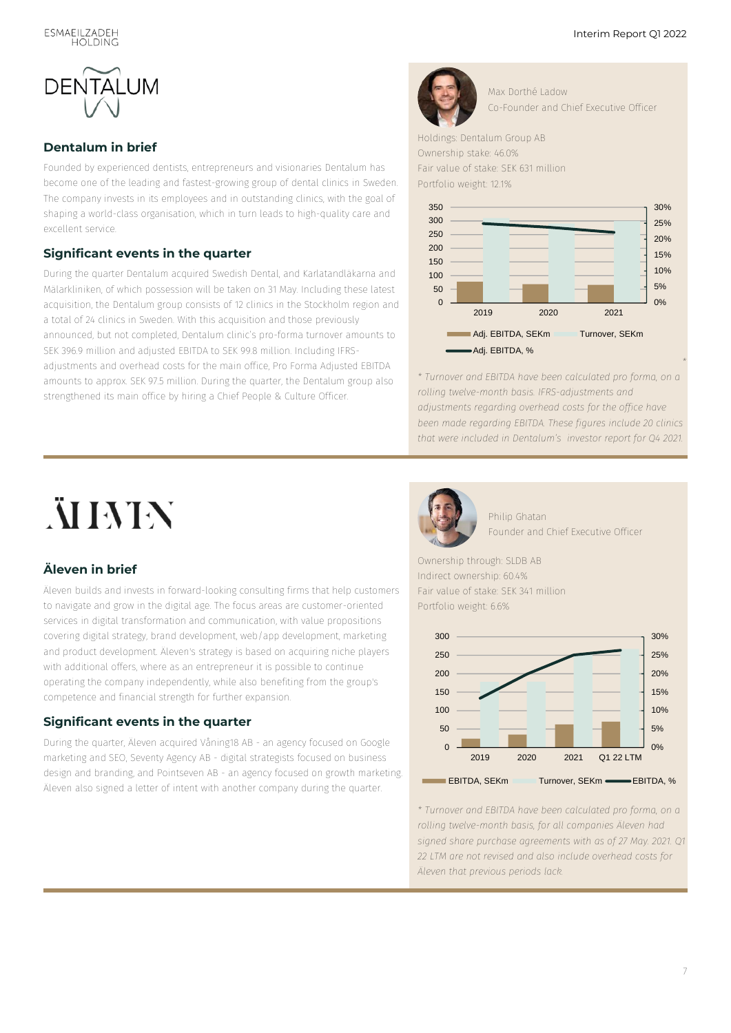# DENTALUM

## Dentalum in brief

Founded by experienced dentists, entrepreneurs and visionaries Dentalum has become one of the leading and fastest-growing group of dental clinics in Sweden. The company invests in its employees and in outstanding clinics, with the goal of shaping a world-class organisation, which in turn leads to high-quality care and excellent service.

## Significant events in the quarter

During the quarter Dentalum acquired Swedish Dental, and Karlatandläkarna and Mälarkliniken, of which possession will be taken on 31 May. Including these latest acquisition, the Dentalum group consists of 12 clinics in the Stockholm region and a total of 24 clinics in Sweden. With this acquisition and those previously announced, but not completed, Dentalum clinic's pro-forma turnover amounts to SEK 396.9 million and adjusted EBITDA to SEK 99.8 million. Including IFRS-adjustments and overhead costs for the main office, Pro Forma Adjusted EBITDA amounts to approx. SEK 97.5 million. During the quarter, the Dentalum group also strengthened its main office by hiring a Chief People & Culture Officer.

Max Dorthé Ladow
Co-Founder and Chief Executive Officer

Holdings: Dentalum Group AB
Ownership stake: 46.0%
Fair value of stake: SEK 631 million
Portfolio weight: 12.1%

Legend: Adj. EBITDA, SEKm; Turnover, SEKm; Adj. EBITDA, %
Years: 2019, 2020, 2021

*\* Turnover and EBITDA have been calculated pro forma, on a rolling twelve-month basis. IFRS-adjustments and adjustments regarding overhead costs for the office have been made regarding EBITDA. These figures include 20 clinics that were included in Dentalum's investor report for Q4 2021.*

---

# ÄLEVEN

## Äleven in brief

Aleven builds and invests in forward-looking consulting firms that help customers to navigate and grow in the digital age. The focus areas are customer-oriented services in digital transformation and communication, with value propositions covering digital strategy, brand development, web/app development, marketing and product development. Äleven's strategy is based on acquiring niche players with additional offers, where as an entrepreneur it is possible to continue operating the company independently, while also benefiting from the group's competence and financial strength for further expansion.

## Significant events in the quarter

During the quarter, Äleven acquired Våning18 AB - an agency focused on Google marketing and SEO, Seventy Agency AB - digital strategists focused on business design and branding, and Pointseven AB - an agency focused on growth marketing. Äleven also signed a letter of intent with another company during the quarter.

Philip Ghatan
Founder and Chief Executive Officer

Ownership through: SLDB AB
Indirect ownership: 60.4%
Fair value of stake: SEK 341 million
Portfolio weight: 6.6%

Legend: EBITDA, SEKm; Turnover, SEKm; EBITDA, %
Periods: 2019, 2020, 2021, Q1 22 LTM

*\* Turnover and EBITDA have been calculated pro forma, on a rolling twelve-month basis, for all companies Äleven had signed share purchase agreements with as of 27 May. 2021. Q1 22 LTM are not revised and also include overhead costs for Äleven that previous periods lack.*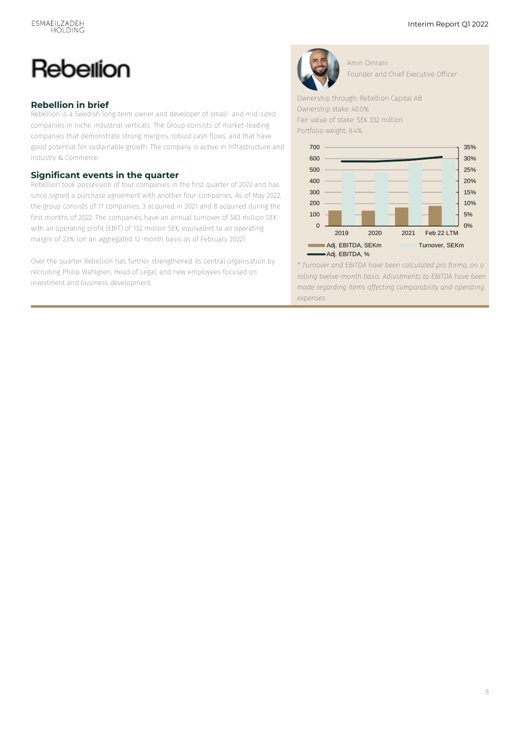# Rebellion

## Rebellion in brief

Rebellion is a Swedish long-term owner and developer of small- and mid-sized companies in niche industrial verticals. The Group consists of market-leading companies that demonstrate strong margins, robust cash flows, and that have good potential for sustainable growth. The company is active in Infrastructure and Industry & Commerce.

## Significant events in the quarter

Rebellion took possession of four companies in the first quarter of 2022 and has since signed a purchase agreement with another four companies. As of May 2022, the group consists of 11 companies, 3 acquired in 2021 and 8 acquired during the first months of 2022. The companies have an annual turnover of 583 million SEK with an operating profit (EBIT) of 132 million SEK, equivalent to an operating margin of 23% (on an aggregated 12-month basis as of February 2022).

Over the quarter Rebellion has further strengthened its central organisation by recruiting Philip Wahlgren, Head of Legal, and new employees focused on investment and business development.

Amin Omrani
Founder and Chief Executive Officer

Ownership through: Rebellion Capital AB
Ownership stake: 40.0%
Fair value of stake: SEK 332 million
Portfolio weight: 6.4%

Adj. EBITDA, SEKm — Turnover, SEKm — Adj. EBITDA, %

*\* Turnover and EBITDA have been calculated pro forma, on a rolling twelve-month basis. Adjustments to EBITDA have been made regarding items affecting comparability and operating expenses.*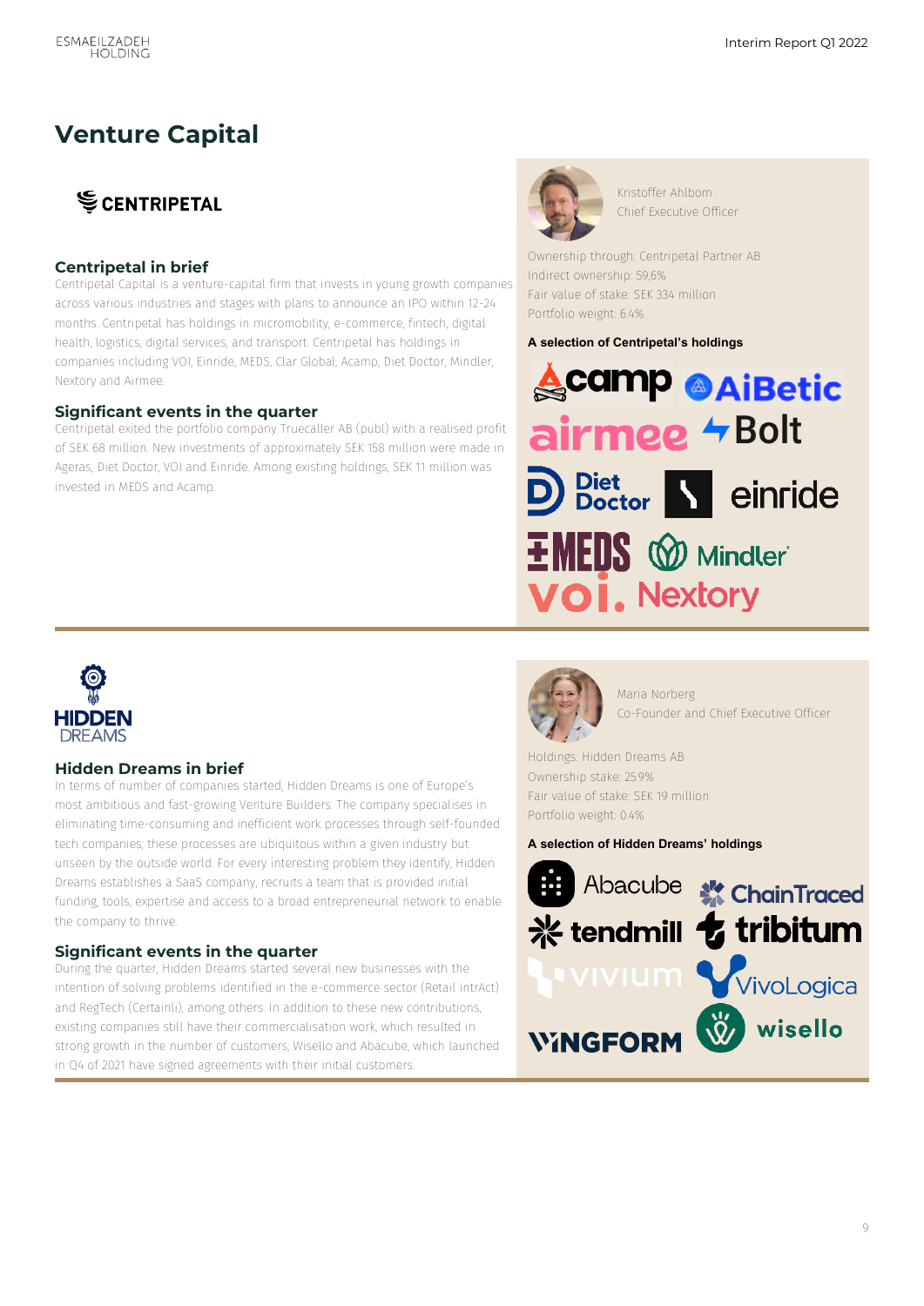# Venture Capital

## CENTRIPETAL

### Centripetal in brief

Centripetal Capital is a venture-capital firm that invests in young growth companies across various industries and stages with plans to announce an IPO within 12-24 months. Centripetal has holdings in micromobility, e-commerce, fintech, digital health, logistics, digital services, and transport. Centripetal has holdings in companies including VOI, Einride, MEDS, Clar Global, Acamp, Diet Doctor, Mindler, Nextory and Airmee.

### Significant events in the quarter

Centripetal exited the portfolio company Truecaller AB (publ) with a realised profit of SEK 68 million. New investments of approximately SEK 158 million were made in Ageras, Diet Doctor, VOI and Einride. Among existing holdings, SEK 11 million was invested in MEDS and Acamp.

Kristoffer Ahlbom
Chief Executive Officer

Ownership through: Centripetal Partner AB
Indirect ownership: 59,6%
Fair value of stake: SEK 334 million
Portfolio weight: 6.4%

**A selection of Centripetal's holdings**

Acamp, AiBetic, airmee, Bolt, Diet Doctor, einride, MEDS, Mindler, voi., Nextory

## HIDDEN DREAMS

### Hidden Dreams in brief

In terms of number of companies started, Hidden Dreams is one of Europe's most ambitious and fast-growing Venture Builders. The company specialises in eliminating time-consuming and inefficient work processes through self-founded tech companies; these processes are ubiquitous within a given industry but unseen by the outside world. For every interesting problem they identify, Hidden Dreams establishes a SaaS company, recruits a team that is provided initial funding, tools, expertise and access to a broad entrepreneurial network to enable the company to thrive.

### Significant events in the quarter

During the quarter, Hidden Dreams started several new businesses with the intention of solving problems identified in the e-commerce sector (Retail intrAct) and RegTech (Certainli), among others. In addition to these new contributions, existing companies still have their commercialisation work, which resulted in strong growth in the number of customers; Wisello and Abacube, which launched in Q4 of 2021 have signed agreements with their initial customers.

Maria Norberg
Co-Founder and Chief Executive Officer

Holdings: Hidden Dreams AB
Ownership stake: 25.9%
Fair value of stake: SEK 19 million
Portfolio weight: 0.4%

**A selection of Hidden Dreams' holdings**

Abacube, ChainTraced, tendmill, tribitum, vivium, VivoLogica, WINGFORM, wisello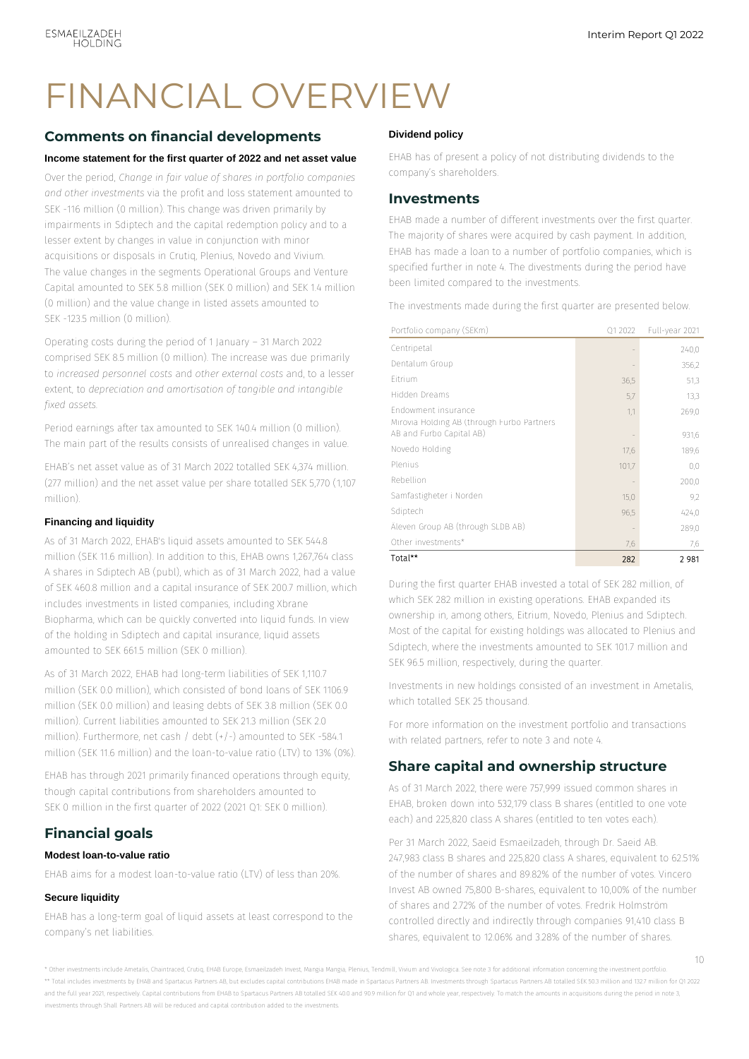# FINANCIAL OVERVIEW

## Comments on financial developments

### Income statement for the first quarter of 2022 and net asset value

Over the period, *Change in fair value of shares in portfolio companies and other investments* via the profit and loss statement amounted to SEK -116 million (0 million). This change was driven primarily by impairments in Sdiptech and the capital redemption policy and to a lesser extent by changes in value in conjunction with minor acquisitions or disposals in Crutiq, Plenius, Novedo and Vivium. The value changes in the segments Operational Groups and Venture Capital amounted to SEK 5.8 million (SEK 0 million) and SEK 1.4 million (0 million) and the value change in listed assets amounted to SEK -123.5 million (0 million).

Operating costs during the period of 1 January – 31 March 2022 comprised SEK 8.5 million (0 million). The increase was due primarily to *increased personnel costs* and *other external costs* and, to a lesser extent, to *depreciation and amortisation of tangible and intangible fixed assets.*

Period earnings after tax amounted to SEK 140.4 million (0 million). The main part of the results consists of unrealised changes in value.

EHAB's net asset value as of 31 March 2022 totalled SEK 4,374 million. (277 million) and the net asset value per share totalled SEK 5,770 (1,107 million).

### Financing and liquidity

As of 31 March 2022, EHAB's liquid assets amounted to SEK 544.8 million (SEK 11.6 million). In addition to this, EHAB owns 1,267,764 class A shares in Sdiptech AB (publ), which as of 31 March 2022, had a value of SEK 460.8 million and a capital insurance of SEK 200.7 million, which includes investments in listed companies, including Xbrane Biopharma, which can be quickly converted into liquid funds. In view of the holding in Sdiptech and capital insurance, liquid assets amounted to SEK 661.5 million (SEK 0 million).

As of 31 March 2022, EHAB had long-term liabilities of SEK 1,110.7 million (SEK 0.0 million), which consisted of bond loans of SEK 1106.9 million (SEK 0.0 million) and leasing debts of SEK 3.8 million (SEK 0.0 million). Current liabilities amounted to SEK 21.3 million (SEK 2.0 million). Furthermore, net cash / debt (+/-) amounted to SEK -584.1 million (SEK 11.6 million) and the loan-to-value ratio (LTV) to 13% (0%).

EHAB has through 2021 primarily financed operations through equity, though capital contributions from shareholders amounted to SEK 0 million in the first quarter of 2022 (2021 Q1: SEK 0 million).

## Financial goals

### Modest loan-to-value ratio

EHAB aims for a modest loan-to-value ratio (LTV) of less than 20%.

### Secure liquidity

EHAB has a long-term goal of liquid assets at least correspond to the company's net liabilities.

### Dividend policy

EHAB has of present a policy of not distributing dividends to the company's shareholders.

## Investments

EHAB made a number of different investments over the first quarter. The majority of shares were acquired by cash payment. In addition, EHAB has made a loan to a number of portfolio companies, which is specified further in note 4. The divestments during the period have been limited compared to the investments.

The investments made during the first quarter are presented below.

| Portfolio company (SEKm) | Q1 2022 | Full-year 2021 |
|---|---|---|
| Centripetal | - | 240,0 |
| Dentalum Group | - | 356,2 |
| Eitrium | 36,5 | 51,3 |
| Hidden Dreams | 5,7 | 13,3 |
| Endowment insurance | 1,1 | 269,0 |
| Mirovia Holding AB (through Furbo Partners AB and Furbo Capital AB) | - | 931,6 |
| Novedo Holding | 17,6 | 189,6 |
| Plenius | 101,7 | 0,0 |
| Rebellion | - | 200,0 |
| Samfastigheter i Norden | 15,0 | 9,2 |
| Sdiptech | 96,5 | 424,0 |
| Aleven Group AB (through SLDB AB) | - | 289,0 |
| Other investments* | 7,6 | 7,6 |
| Total** | 282 | 2 981 |

During the first quarter EHAB invested a total of SEK 282 million, of which SEK 282 million in existing operations. EHAB expanded its ownership in, among others, Eitrium, Novedo, Plenius and Sdiptech. Most of the capital for existing holdings was allocated to Plenius and Sdiptech, where the investments amounted to SEK 101.7 million and SEK 96.5 million, respectively, during the quarter.

Investments in new holdings consisted of an investment in Ametalis, which totalled SEK 25 thousand.

For more information on the investment portfolio and transactions with related partners, refer to note 3 and note 4.

## Share capital and ownership structure

As of 31 March 2022, there were 757,999 issued common shares in EHAB, broken down into 532,179 class B shares (entitled to one vote each) and 225,820 class A shares (entitled to ten votes each).

Per 31 March 2022, Saeid Esmaeilzadeh, through Dr. Saeid AB. 247,983 class B shares and 225,820 class A shares, equivalent to 62.51% of the number of shares and 89.82% of the number of votes. Vincero Invest AB owned 75,800 B-shares, equivalent to 10,00% of the number of shares and 2.72% of the number of votes. Fredrik Holmström controlled directly and indirectly through companies 91,410 class B shares, equivalent to 12.06% and 3.28% of the number of shares.

\* Other investments include Ametalis, Chaintraced, Crutiq, EHAB Europe, Esmaeilzadeh Invest, Mangia Mangia, Plenius, Tendmill, Vivium and Vivologica. See note 3 for additional information concerning the investment portfolio.

\*\* Total includes investments by EHAB and Spartacus Partners AB, but excludes capital contributions EHAB made in Spartacus Partners AB. Investments through Spartacus Partners AB totalled SEK 50.3 million and 132.7 million for Q1 2022 and the full year 2021, respectively. Capital contributions from EHAB to Spartacus Partners AB totalled SEK 40.0 and 90.9 million for Q1 and whole year, respectively. To match the amounts in acquisitions during the period in note 3, investments through Shall Partners AB will be reduced and capital contribution added to the investments.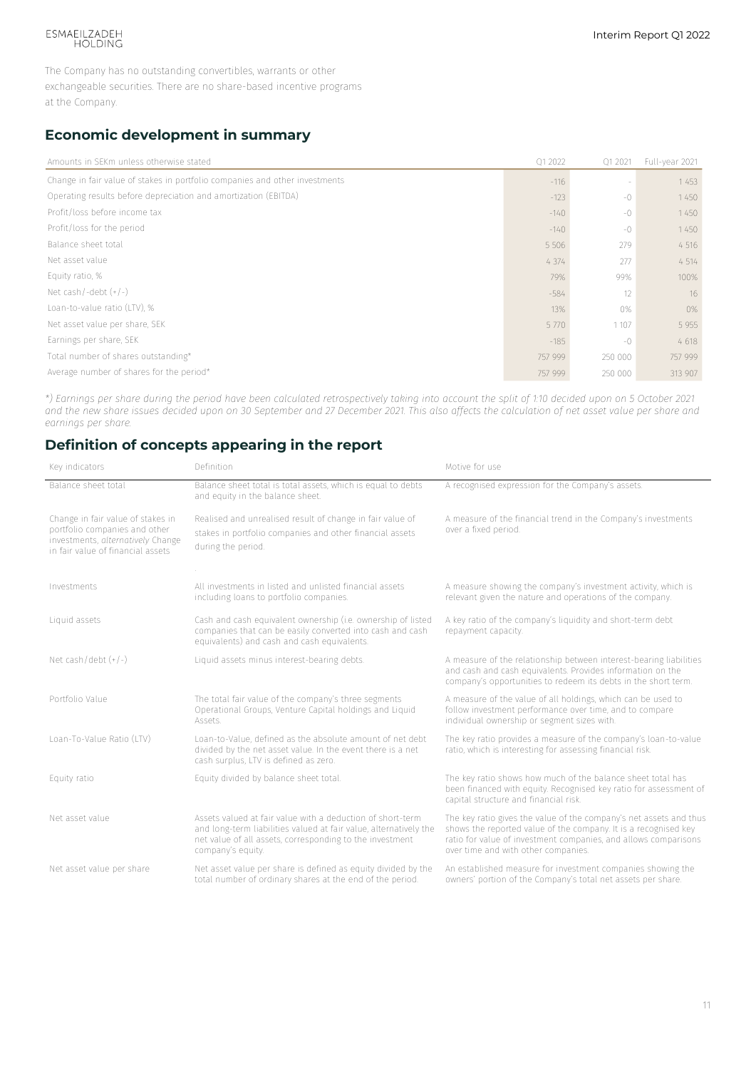The Company has no outstanding convertibles, warrants or other exchangeable securities. There are no share-based incentive programs at the Company.

## Economic development in summary

| Amounts in SEKm unless otherwise stated | Q1 2022 | Q1 2021 | Full-year 2021 |
|---|---|---|---|
| Change in fair value of stakes in portfolio companies and other investments | -116 | - | 1 453 |
| Operating results before depreciation and amortization (EBITDA) | -123 | -0 | 1 450 |
| Profit/loss before income tax | -140 | -0 | 1 450 |
| Profit/loss for the period | -140 | -0 | 1 450 |
| Balance sheet total | 5 506 | 279 | 4 516 |
| Net asset value | 4 374 | 277 | 4 514 |
| Equity ratio, % | 79% | 99% | 100% |
| Net cash/-debt (+/-) | -584 | 12 | 16 |
| Loan-to-value ratio (LTV), % | 13% | 0% | 0% |
| Net asset value per share, SEK | 5 770 | 1 107 | 5 955 |
| Earnings per share, SEK | -185 | -0 | 4 618 |
| Total number of shares outstanding* | 757 999 | 250 000 | 757 999 |
| Average number of shares for the period* | 757 999 | 250 000 | 313 907 |

*\*) Earnings per share during the period have been calculated retrospectively taking into account the split of 1:10 decided upon on 5 October 2021 and the new share issues decided upon on 30 September and 27 December 2021. This also affects the calculation of net asset value per share and earnings per share.*

## Definition of concepts appearing in the report

| Key indicators | Definition | Motive for use |
|---|---|---|
| Balance sheet total | Balance sheet total is total assets, which is equal to debts and equity in the balance sheet. | A recognised expression for the Company's assets. |
| Change in fair value of stakes in portfolio companies and other investments, *alternatively* Change in fair value of financial assets | Realised and unrealised result of change in fair value of stakes in portfolio companies and other financial assets during the period. | A measure of the financial trend in the Company's investments over a fixed period. |
| Investments | All investments in listed and unlisted financial assets including loans to portfolio companies. | A measure showing the company's investment activity, which is relevant given the nature and operations of the company. |
| Liquid assets | Cash and cash equivalent ownership (i.e. ownership of listed companies that can be easily converted into cash and cash equivalents) and cash and cash equivalents. | A key ratio of the company's liquidity and short-term debt repayment capacity. |
| Net cash/debt (+/-) | Liquid assets minus interest-bearing debts. | A measure of the relationship between interest-bearing liabilities and cash and cash equivalents. Provides information on the company's opportunities to redeem its debts in the short term. |
| Portfolio Value | The total fair value of the company's three segments Operational Groups, Venture Capital holdings and Liquid Assets. | A measure of the value of all holdings, which can be used to follow investment performance over time, and to compare individual ownership or segment sizes with. |
| Loan-To-Value Ratio (LTV) | Loan-to-Value, defined as the absolute amount of net debt divided by the net asset value. In the event there is a net cash surplus, LTV is defined as zero. | The key ratio provides a measure of the company's loan-to-value ratio, which is interesting for assessing financial risk. |
| Equity ratio | Equity divided by balance sheet total. | The key ratio shows how much of the balance sheet total has been financed with equity. Recognised key ratio for assessment of capital structure and financial risk. |
| Net asset value | Assets valued at fair value with a deduction of short-term and long-term liabilities valued at fair value, alternatively the net value of all assets, corresponding to the investment company's equity. | The key ratio gives the value of the company's net assets and thus shows the reported value of the company. It is a recognised key ratio for value of investment companies, and allows comparisons over time and with other companies. |
| Net asset value per share | Net asset value per share is defined as equity divided by the total number of ordinary shares at the end of the period. | An established measure for investment companies showing the owners' portion of the Company's total net assets per share. |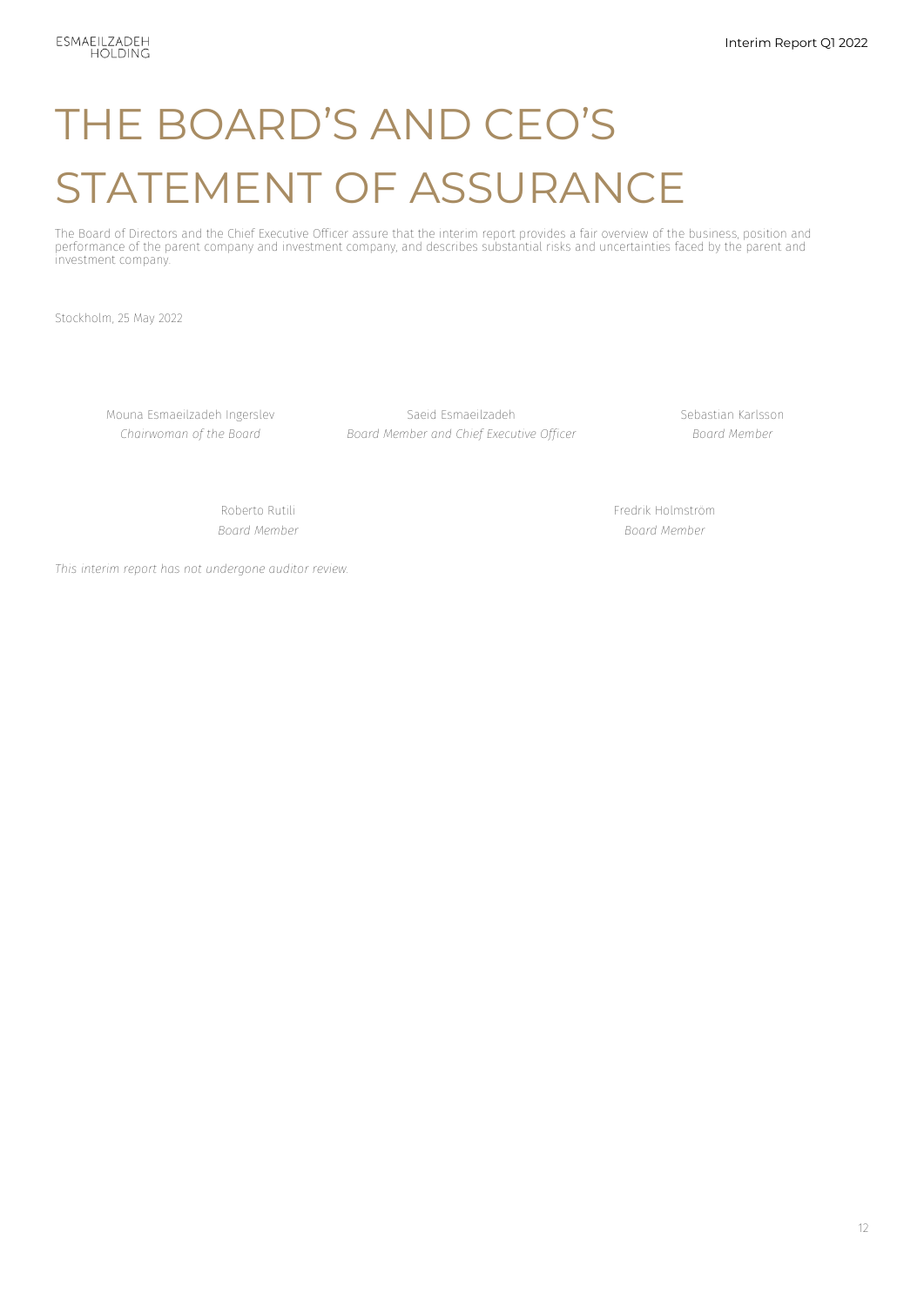# THE BOARD'S AND CEO'S STATEMENT OF ASSURANCE

The Board of Directors and the Chief Executive Officer assure that the interim report provides a fair overview of the business, position and performance of the parent company and investment company, and describes substantial risks and uncertainties faced by the parent and investment company.

Stockholm, 25 May 2022

Mouna Esmaeilzadeh Ingerslev
*Chairwoman of the Board*

Saeid Esmaeilzadeh
*Board Member and Chief Executive Officer*

Sebastian Karlsson
*Board Member*

Roberto Rutili
*Board Member*

Fredrik Holmström
*Board Member*

*This interim report has not undergone auditor review.*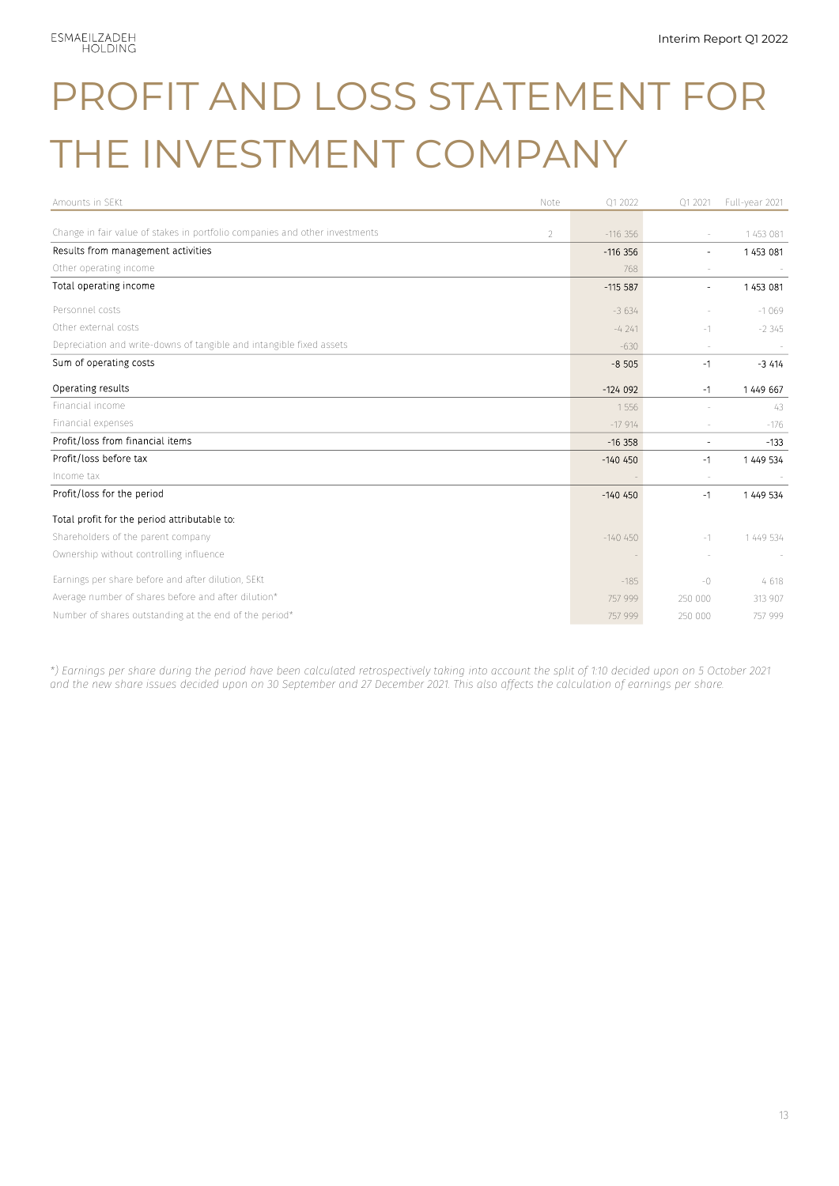# PROFIT AND LOSS STATEMENT FOR THE INVESTMENT COMPANY

| Amounts in SEKt | Note | Q1 2022 | Q1 2021 | Full-year 2021 |
|---|---|---|---|---|
| Change in fair value of stakes in portfolio companies and other investments | 2 | -116 356 | - | 1 453 081 |
| **Results from management activities** | | **-116 356** | **-** | **1 453 081** |
| Other operating income | | 768 | - | - |
| **Total operating income** | | **-115 587** | **-** | **1 453 081** |
| Personnel costs | | -3 634 | - | -1 069 |
| Other external costs | | -4 241 | -1 | -2 345 |
| Depreciation and write-downs of tangible and intangible fixed assets | | -630 | - | - |
| **Sum of operating costs** | | **-8 505** | **-1** | **-3 414** |
| **Operating results** | | **-124 092** | **-1** | **1 449 667** |
| Financial income | | 1 556 | - | 43 |
| Financial expenses | | -17 914 | - | -176 |
| **Profit/loss from financial items** | | **-16 358** | **-** | **-133** |
| **Profit/loss before tax** | | **-140 450** | **-1** | **1 449 534** |
| Income tax | | - | - | - |
| **Profit/loss for the period** | | **-140 450** | **-1** | **1 449 534** |
| **Total profit for the period attributable to:** | | | | |
| Shareholders of the parent company | | -140 450 | -1 | 1 449 534 |
| Ownership without controlling influence | | - | - | - |
| Earnings per share before and after dilution, SEKt | | -185 | -0 | 4 618 |
| Average number of shares before and after dilution* | | 757 999 | 250 000 | 313 907 |
| Number of shares outstanding at the end of the period* | | 757 999 | 250 000 | 757 999 |

*\*) Earnings per share during the period have been calculated retrospectively taking into account the split of 1:10 decided upon on 5 October 2021 and the new share issues decided upon on 30 September and 27 December 2021. This also affects the calculation of earnings per share.*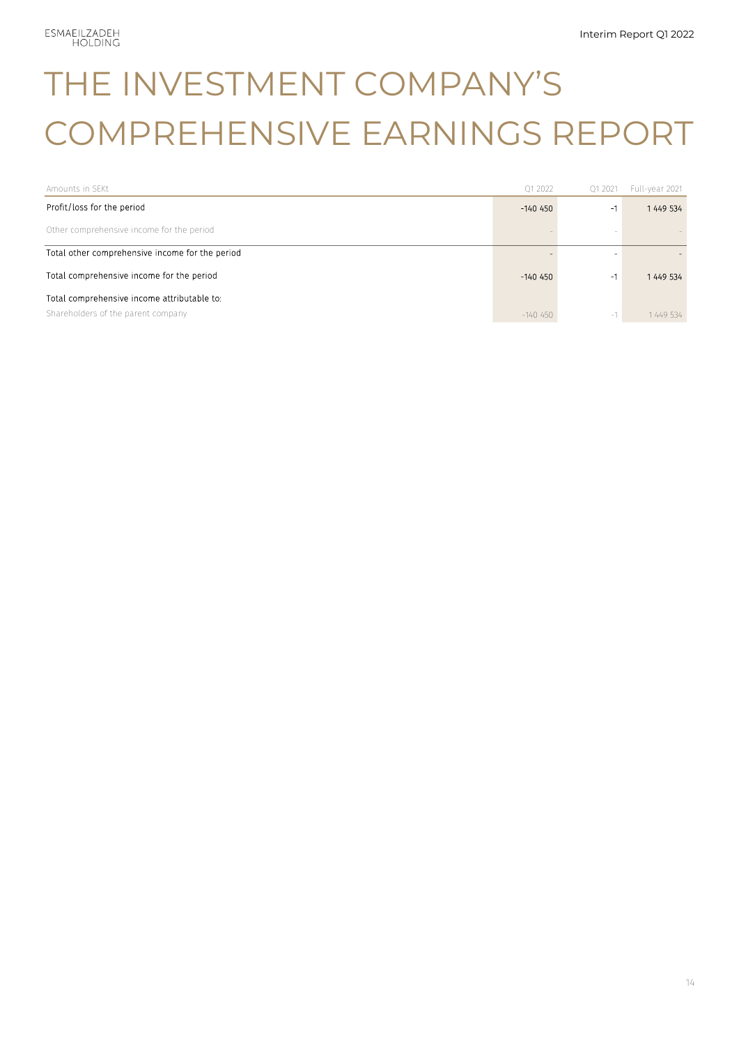# THE INVESTMENT COMPANY'S COMPREHENSIVE EARNINGS REPORT

| Amounts in SEKt | Q1 2022 | Q1 2021 | Full-year 2021 |
|---|---|---|---|
| Profit/loss for the period | -140 450 | -1 | 1 449 534 |
| Other comprehensive income for the period | - | - | - |
| Total other comprehensive income for the period | - | - | - |
| Total comprehensive income for the period | -140 450 | -1 | 1 449 534 |
| Total comprehensive income attributable to: | | | |
| Shareholders of the parent company | -140 450 | -1 | 1 449 534 |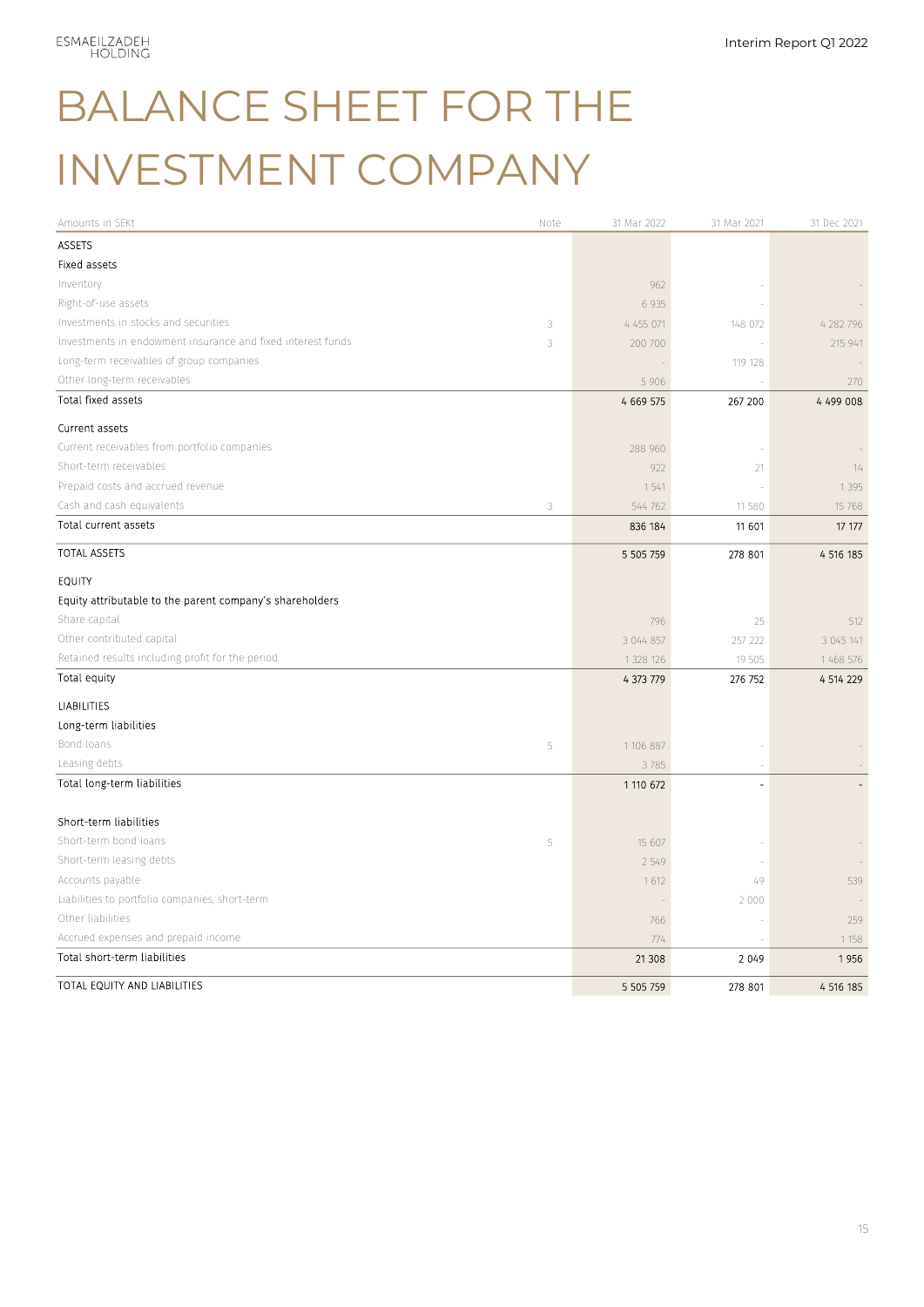# BALANCE SHEET FOR THE INVESTMENT COMPANY

| Amounts in SEKt | Note | 31 Mar 2022 | 31 Mar 2021 | 31 Dec 2021 |
|---|---|---|---|---|
| ASSETS | | | | |
| Fixed assets | | | | |
| Inventory | | 962 | - | - |
| Right-of-use assets | | 6 935 | - | - |
| Investments in stocks and securities | 3 | 4 455 071 | 148 072 | 4 282 796 |
| Investments in endowment insurance and fixed interest funds | 3 | 200 700 | - | 215 941 |
| Long-term receivables of group companies | | - | 119 128 | - |
| Other long-term receivables | | 5 906 | - | 270 |
| Total fixed assets | | 4 669 575 | 267 200 | 4 499 008 |
| Current assets | | | | |
| Current receivables from portfolio companies | | 288 960 | - | - |
| Short-term receivables | | 922 | 21 | 14 |
| Prepaid costs and accrued revenue | | 1 541 | - | 1 395 |
| Cash and cash equivalents | 3 | 544 762 | 11 580 | 15 768 |
| Total current assets | | 836 184 | 11 601 | 17 177 |
| TOTAL ASSETS | | 5 505 759 | 278 801 | 4 516 185 |
| EQUITY | | | | |
| Equity attributable to the parent company's shareholders | | | | |
| Share capital | | 796 | 25 | 512 |
| Other contributed capital | | 3 044 857 | 257 222 | 3 045 141 |
| Retained results including profit for the period | | 1 328 126 | 19 505 | 1 468 576 |
| Total equity | | 4 373 779 | 276 752 | 4 514 229 |
| LIABILITIES | | | | |
| Long-term liabilities | | | | |
| Bond loans | 5 | 1 106 887 | - | - |
| Leasing debts | | 3 785 | - | - |
| Total long-term liabilities | | 1 110 672 | - | - |
| Short-term liabilities | | | | |
| Short-term bond loans | 5 | 15 607 | - | - |
| Short-term leasing debts | | 2 549 | - | - |
| Accounts payable | | 1 612 | 49 | 539 |
| Liabilities to portfolio companies, short-term | | - | 2 000 | - |
| Other liabilities | | 766 | - | 259 |
| Accrued expenses and prepaid income | | 774 | - | 1 158 |
| Total short-term liabilities | | 21 308 | 2 049 | 1 956 |
| TOTAL EQUITY AND LIABILITIES | | 5 505 759 | 278 801 | 4 516 185 |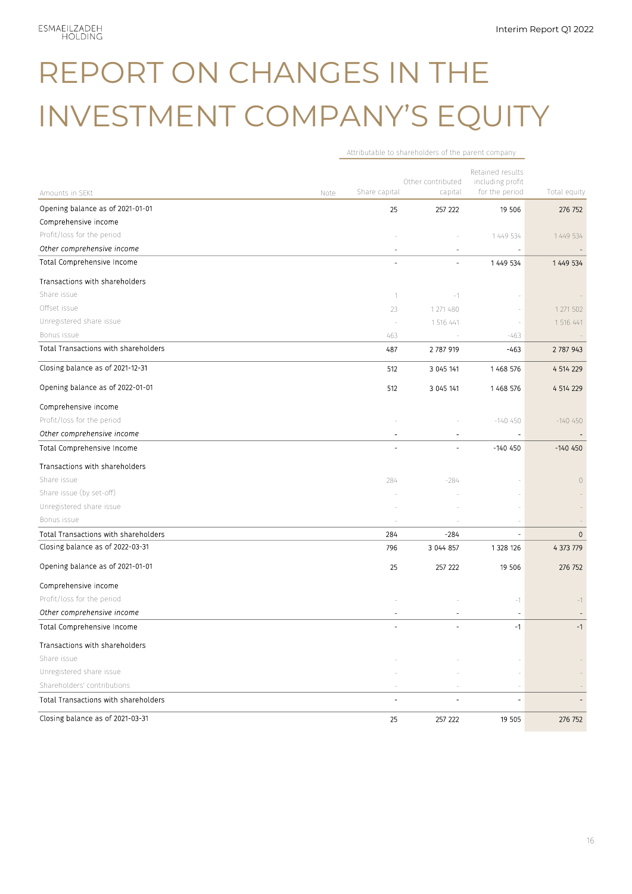# REPORT ON CHANGES IN THE INVESTMENT COMPANY'S EQUITY

| | | Attributable to shareholders of the parent company | | | |
|---|---|---|---|---|---|
| Amounts in SEKt | Note | Share capital | Other contributed capital | Retained results including profit for the period | Total equity |
| Opening balance as of 2021-01-01 | | 25 | 257 222 | 19 506 | 276 752 |
| Comprehensive income | | | | | |
| Profit/loss for the period | | - | - | 1 449 534 | 1 449 534 |
| *Other comprehensive income* | | - | - | - | - |
| Total Comprehensive Income | | - | - | 1 449 534 | 1 449 534 |
| Transactions with shareholders | | | | | |
| Share issue | | 1 | -1 | - | - |
| Offset issue | | 23 | 1 271 480 | - | 1 271 502 |
| Unregistered share issue | | - | 1 516 441 | - | 1 516 441 |
| Bonus issue | | 463 | - | -463 | - |
| Total Transactions with shareholders | | 487 | 2 787 919 | -463 | 2 787 943 |
| Closing balance as of 2021-12-31 | | 512 | 3 045 141 | 1 468 576 | 4 514 229 |
| Opening balance as of 2022-01-01 | | 512 | 3 045 141 | 1 468 576 | 4 514 229 |
| Comprehensive income | | | | | |
| Profit/loss for the period | | - | - | -140 450 | -140 450 |
| *Other comprehensive income* | | - | - | - | - |
| Total Comprehensive Income | | - | - | -140 450 | -140 450 |
| Transactions with shareholders | | | | | |
| Share issue | | 284 | -284 | - | 0 |
| Share issue (by set-off) | | - | - | - | - |
| Unregistered share issue | | - | - | - | - |
| Bonus issue | | - | - | - | - |
| Total Transactions with shareholders | | 284 | -284 | - | 0 |
| Closing balance as of 2022-03-31 | | 796 | 3 044 857 | 1 328 126 | 4 373 779 |
| Opening balance as of 2021-01-01 | | 25 | 257 222 | 19 506 | 276 752 |
| Comprehensive income | | | | | |
| Profit/loss for the period | | - | - | -1 | -1 |
| *Other comprehensive income* | | - | - | - | - |
| Total Comprehensive Income | | - | - | -1 | -1 |
| Transactions with shareholders | | | | | |
| Share issue | | - | - | - | - |
| Unregistered share issue | | - | - | - | - |
| Shareholders' contributions | | - | - | - | - |
| Total Transactions with shareholders | | - | - | - | - |
| Closing balance as of 2021-03-31 | | 25 | 257 222 | 19 505 | 276 752 |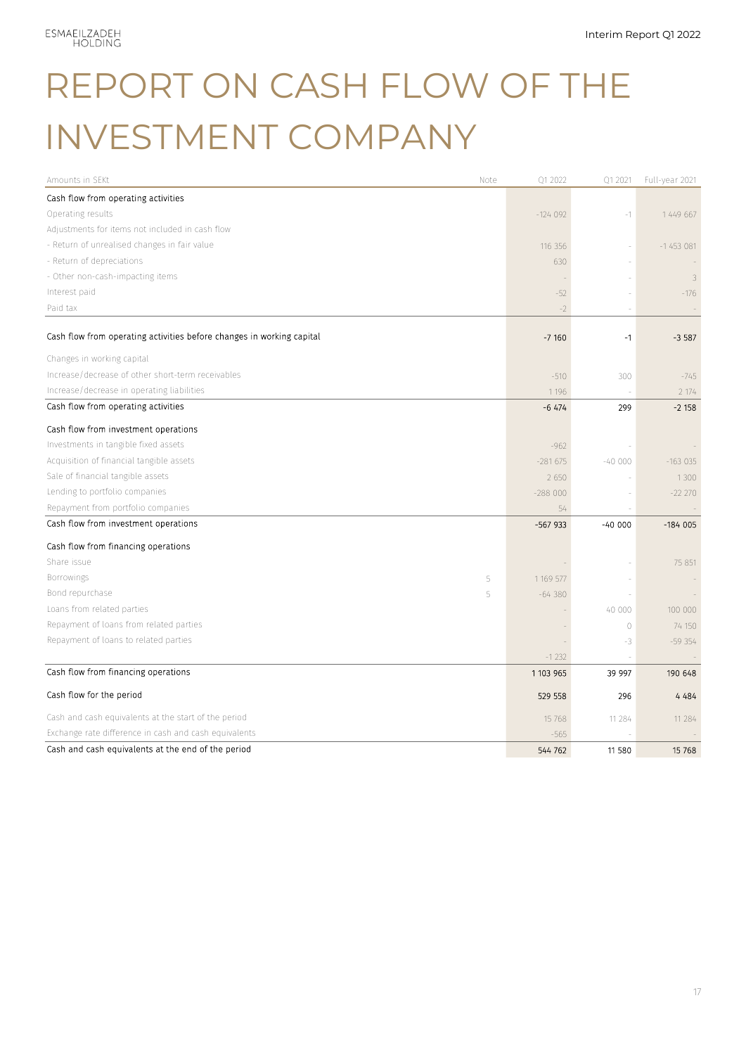# REPORT ON CASH FLOW OF THE INVESTMENT COMPANY

| Amounts in SEKt | Note | Q1 2022 | Q1 2021 | Full-year 2021 |
|---|---|---|---|---|
| Cash flow from operating activities | | | | |
| Operating results | | -124 092 | -1 | 1 449 667 |
| Adjustments for items not included in cash flow | | | | |
| - Return of unrealised changes in fair value | | 116 356 | - | -1 453 081 |
| - Return of depreciations | | 630 | - | - |
| - Other non-cash-impacting items | | - | - | 3 |
| Interest paid | | -52 | - | -176 |
| Paid tax | | -2 | - | - |
| Cash flow from operating activities before changes in working capital | | -7 160 | -1 | -3 587 |
| Changes in working capital | | | | |
| Increase/decrease of other short-term receivables | | -510 | 300 | -745 |
| Increase/decrease in operating liabilities | | 1 196 | - | 2 174 |
| Cash flow from operating activities | | -6 474 | 299 | -2 158 |
| Cash flow from investment operations | | | | |
| Investments in tangible fixed assets | | -962 | - | - |
| Acquisition of financial tangible assets | | -281 675 | -40 000 | -163 035 |
| Sale of financial tangible assets | | 2 650 | - | 1 300 |
| Lending to portfolio companies | | -288 000 | - | -22 270 |
| Repayment from portfolio companies | | 54 | - | - |
| Cash flow from investment operations | | -567 933 | -40 000 | -184 005 |
| Cash flow from financing operations | | | | |
| Share issue | | - | - | 75 851 |
| Borrowings | 5 | 1 169 577 | - | - |
| Bond repurchase | 5 | -64 380 | - | - |
| Loans from related parties | | - | 40 000 | 100 000 |
| Repayment of loans from related parties | | - | 0 | 74 150 |
| Repayment of loans to related parties | | - | -3 | -59 354 |
| | | -1 232 | - | - |
| Cash flow from financing operations | | 1 103 965 | 39 997 | 190 648 |
| Cash flow for the period | | 529 558 | 296 | 4 484 |
| Cash and cash equivalents at the start of the period | | 15 768 | 11 284 | 11 284 |
| Exchange rate difference in cash and cash equivalents | | -565 | - | - |
| Cash and cash equivalents at the end of the period | | 544 762 | 11 580 | 15 768 |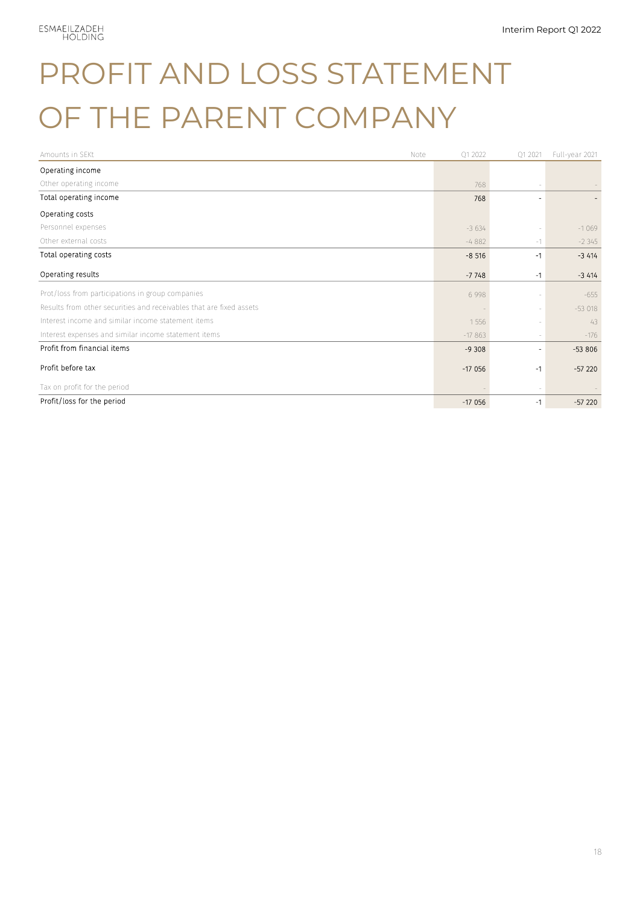# PROFIT AND LOSS STATEMENT OF THE PARENT COMPANY

| Amounts in SEKt | Note | Q1 2022 | Q1 2021 | Full-year 2021 |
|---|---|---|---|---|
| Operating income | | | | |
| Other operating income | | 768 | - | - |
| Total operating income | | 768 | - | - |
| Operating costs | | | | |
| Personnel expenses | | -3 634 | - | -1 069 |
| Other external costs | | -4 882 | -1 | -2 345 |
| Total operating costs | | -8 516 | -1 | -3 414 |
| Operating results | | -7 748 | -1 | -3 414 |
| Prot/loss from participations in group companies | | 6 998 | - | -655 |
| Results from other securities and receivables that are fixed assets | | - | - | -53 018 |
| Interest income and similar income statement items | | 1 556 | - | 43 |
| Interest expenses and similar income statement items | | -17 863 | - | -176 |
| Profit from financial items | | -9 308 | - | -53 806 |
| Profit before tax | | -17 056 | -1 | -57 220 |
| Tax on profit for the period | | - | - | - |
| Profit/loss for the period | | -17 056 | -1 | -57 220 |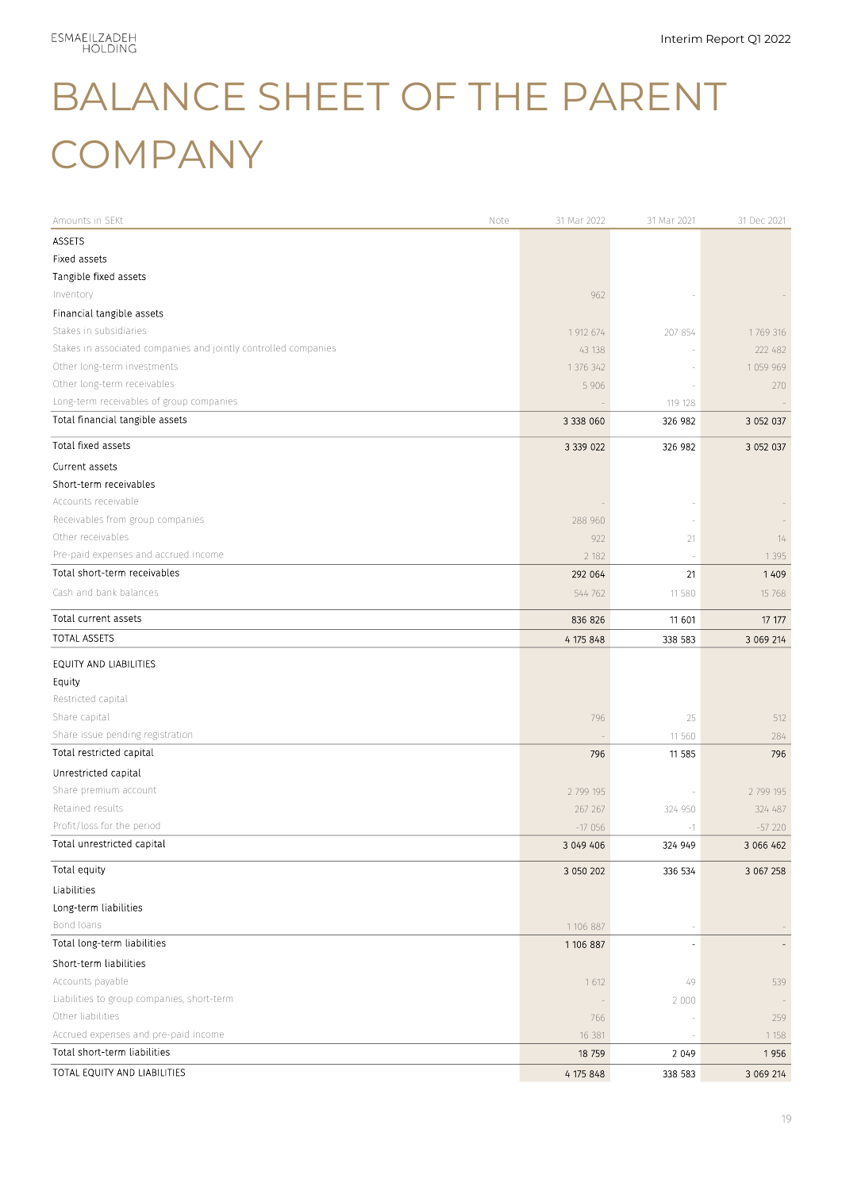# BALANCE SHEET OF THE PARENT COMPANY

| Amounts in SEKt | Note | 31 Mar 2022 | 31 Mar 2021 | 31 Dec 2021 |
|---|---|---|---|---|
| ASSETS | | | | |
| Fixed assets | | | | |
| Tangible fixed assets | | | | |
| Inventory | | 962 | - | - |
| Financial tangible assets | | | | |
| Stakes in subsidiaries | | 1 912 674 | 207 854 | 1 769 316 |
| Stakes in associated companies and jointly controlled companies | | 43 138 | - | 222 482 |
| Other long-term investments | | 1 376 342 | - | 1 059 969 |
| Other long-term receivables | | 5 906 | - | 270 |
| Long-term receivables of group companies | | - | 119 128 | - |
| Total financial tangible assets | | 3 338 060 | 326 982 | 3 052 037 |
| Total fixed assets | | 3 339 022 | 326 982 | 3 052 037 |
| Current assets | | | | |
| Short-term receivables | | | | |
| Accounts receivable | | - | - | - |
| Receivables from group companies | | 288 960 | - | - |
| Other receivables | | 922 | 21 | 14 |
| Pre-paid expenses and accrued income | | 2 182 | - | 1 395 |
| Total short-term receivables | | 292 064 | 21 | 1 409 |
| Cash and bank balances | | 544 762 | 11 580 | 15 768 |
| Total current assets | | 836 826 | 11 601 | 17 177 |
| TOTAL ASSETS | | 4 175 848 | 338 583 | 3 069 214 |
| EQUITY AND LIABILITIES | | | | |
| Equity | | | | |
| Restricted capital | | | | |
| Share capital | | 796 | 25 | 512 |
| Share issue pending registration | | - | 11 560 | 284 |
| Total restricted capital | | 796 | 11 585 | 796 |
| Unrestricted capital | | | | |
| Share premium account | | 2 799 195 | - | 2 799 195 |
| Retained results | | 267 267 | 324 950 | 324 487 |
| Profit/loss for the period | | -17 056 | -1 | -57 220 |
| Total unrestricted capital | | 3 049 406 | 324 949 | 3 066 462 |
| Total equity | | 3 050 202 | 336 534 | 3 067 258 |
| Liabilities | | | | |
| Long-term liabilities | | | | |
| Bond loans | | 1 106 887 | - | - |
| Total long-term liabilities | | 1 106 887 | - | - |
| Short-term liabilities | | | | |
| Accounts payable | | 1 612 | 49 | 539 |
| Liabilities to group companies, short-term | | - | 2 000 | - |
| Other liabilities | | 766 | - | 259 |
| Accrued expenses and pre-paid income | | 16 381 | - | 1 158 |
| Total short-term liabilities | | 18 759 | 2 049 | 1 956 |
| TOTAL EQUITY AND LIABILITIES | | 4 175 848 | 338 583 | 3 069 214 |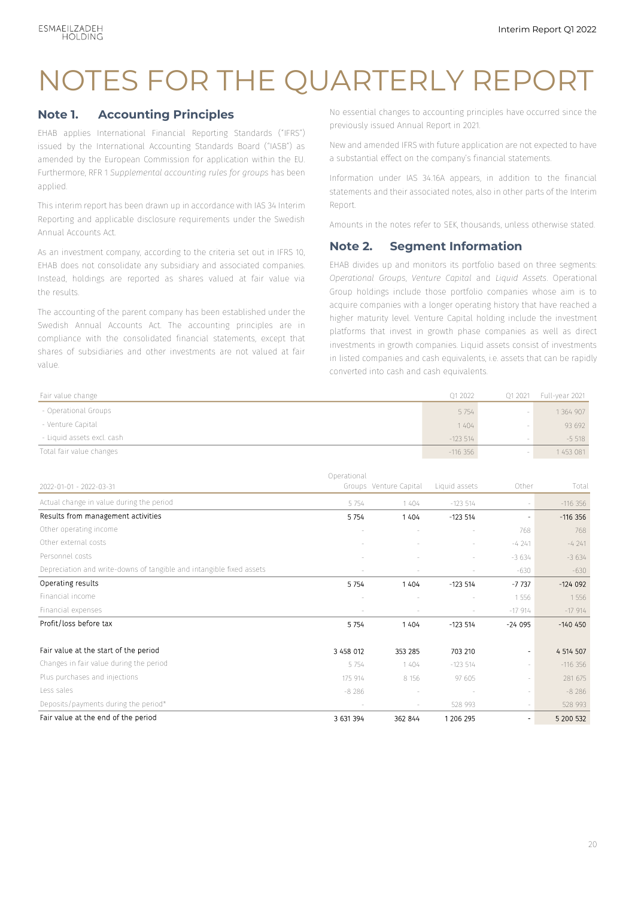# NOTES FOR THE QUARTERLY REPORT

## Note 1. Accounting Principles

EHAB applies International Financial Reporting Standards ("IFRS") issued by the International Accounting Standards Board ("IASB") as amended by the European Commission for application within the EU. Furthermore, RFR 1 *Supplemental accounting rules for groups* has been applied.

This interim report has been drawn up in accordance with IAS 34 Interim Reporting and applicable disclosure requirements under the Swedish Annual Accounts Act.

As an investment company, according to the criteria set out in IFRS 10, EHAB does not consolidate any subsidiary and associated companies. Instead, holdings are reported as shares valued at fair value via the results.

The accounting of the parent company has been established under the Swedish Annual Accounts Act. The accounting principles are in compliance with the consolidated financial statements, except that shares of subsidiaries and other investments are not valued at fair value.

No essential changes to accounting principles have occurred since the previously issued Annual Report in 2021.

New and amended IFRS with future application are not expected to have a substantial effect on the company's financial statements.

Information under IAS 34.16A appears, in addition to the financial statements and their associated notes, also in other parts of the Interim Report.

Amounts in the notes refer to SEK, thousands, unless otherwise stated.

## Note 2. Segment Information

EHAB divides up and monitors its portfolio based on three segments: *Operational Groups*, *Venture Capital* and *Liquid Assets*. Operational Group holdings include those portfolio companies whose aim is to acquire companies with a longer operating history that have reached a higher maturity level. Venture Capital holding include the investment platforms that invest in growth phase companies as well as direct investments in growth companies. Liquid assets consist of investments in listed companies and cash equivalents, i.e. assets that can be rapidly converted into cash and cash equivalents.

| Fair value change | Q1 2022 | Q1 2021 | Full-year 2021 |
|---|---|---|---|
| - Operational Groups | 5 754 | - | 1 364 907 |
| - Venture Capital | 1 404 | - | 93 692 |
| - Liquid assets excl. cash | -123 514 | - | -5 518 |
| Total fair value changes | -116 356 | - | 1 453 081 |

| 2022-01-01 - 2022-03-31 | Operational Groups | Venture Capital | Liquid assets | Other | Total |
|---|---|---|---|---|---|
| Actual change in value during the period | 5 754 | 1 404 | -123 514 | - | -116 356 |
| Results from management activities | 5 754 | 1 404 | -123 514 | - | -116 356 |
| Other operating income | - | - | - | 768 | 768 |
| Other external costs | - | - | - | -4 241 | -4 241 |
| Personnel costs | - | - | - | -3 634 | -3 634 |
| Depreciation and write-downs of tangible and intangible fixed assets | - | - | - | -630 | -630 |
| Operating results | 5 754 | 1 404 | -123 514 | -7 737 | -124 092 |
| Financial income | - | - | - | 1 556 | 1 556 |
| Financial expenses | - | - | - | -17 914 | -17 914 |
| Profit/loss before tax | 5 754 | 1 404 | -123 514 | -24 095 | -140 450 |
| | | | | | |
| Fair value at the start of the period | 3 458 012 | 353 285 | 703 210 | - | 4 514 507 |
| Changes in fair value during the period | 5 754 | 1 404 | -123 514 | - | -116 356 |
| Plus purchases and injections | 175 914 | 8 156 | 97 605 | - | 281 675 |
| Less sales | -8 286 | - | - | - | -8 286 |
| Deposits/payments during the period* | - | - | 528 993 | - | 528 993 |
| Fair value at the end of the period | 3 631 394 | 362 844 | 1 206 295 | - | 5 200 532 |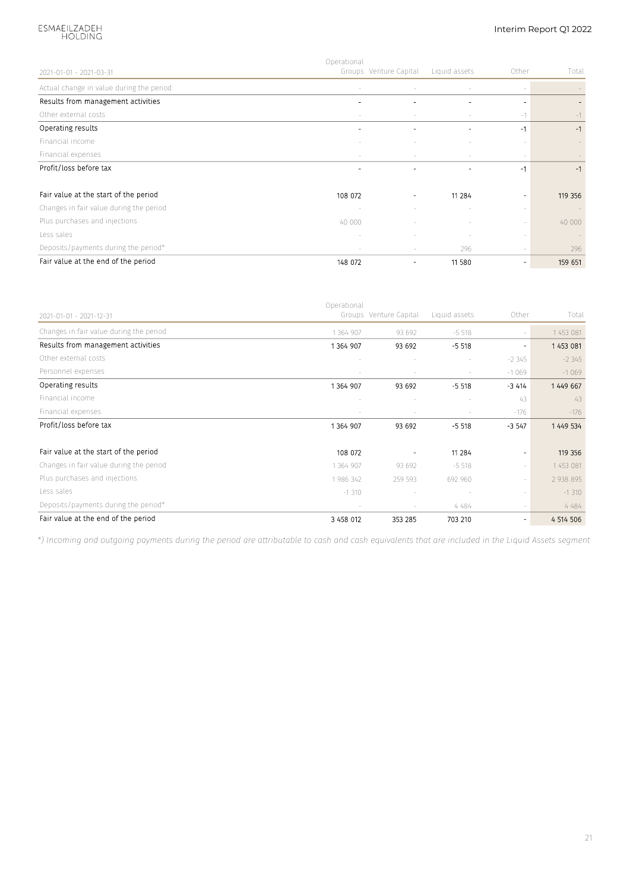| 2021-01-01 - 2021-03-31 | Operational Groups | Venture Capital | Liquid assets | Other | Total |
|---|---|---|---|---|---|
| Actual change in value during the period | - | - | - | - | - |
| Results from management activities | - | - | - | - | - |
| Other external costs | - | - | - | -1 | -1 |
| Operating results | - | - | - | -1 | -1 |
| Financial income | - | - | - | - | - |
| Financial expenses | - | - | - | - | - |
| Profit/loss before tax | - | - | - | -1 | -1 |
| | | | | | |
| Fair value at the start of the period | 108 072 | - | 11 284 | - | 119 356 |
| Changes in fair value during the period | - | - | - | - | - |
| Plus purchases and injections | 40 000 | - | - | - | 40 000 |
| Less sales | - | - | - | - | - |
| Deposits/payments during the period* | - | - | 296 | - | 296 |
| Fair value at the end of the period | 148 072 | - | 11 580 | - | 159 651 |

| 2021-01-01 - 2021-12-31 | Operational Groups | Venture Capital | Liquid assets | Other | Total |
|---|---|---|---|---|---|
| Changes in fair value during the period | 1 364 907 | 93 692 | -5 518 | - | 1 453 081 |
| Results from management activities | 1 364 907 | 93 692 | -5 518 | - | 1 453 081 |
| Other external costs | - | - | - | -2 345 | -2 345 |
| Personnel expenses | - | - | - | -1 069 | -1 069 |
| Operating results | 1 364 907 | 93 692 | -5 518 | -3 414 | 1 449 667 |
| Financial income | - | - | - | 43 | 43 |
| Financial expenses | - | - | - | -176 | -176 |
| Profit/loss before tax | 1 364 907 | 93 692 | -5 518 | -3 547 | 1 449 534 |
| | | | | | |
| Fair value at the start of the period | 108 072 | - | 11 284 | - | 119 356 |
| Changes in fair value during the period | 1 364 907 | 93 692 | -5 518 | - | 1 453 081 |
| Plus purchases and injections | 1 986 342 | 259 593 | 692 960 | - | 2 938 895 |
| Less sales | -1 310 | - | - | - | -1 310 |
| Deposits/payments during the period* | - | - | 4 484 | - | 4 484 |
| Fair value at the end of the period | 3 458 012 | 353 285 | 703 210 | - | 4 514 506 |

*\*) Incoming and outgoing payments during the period are attributable to cash and cash equivalents that are included in the Liquid Assets segment*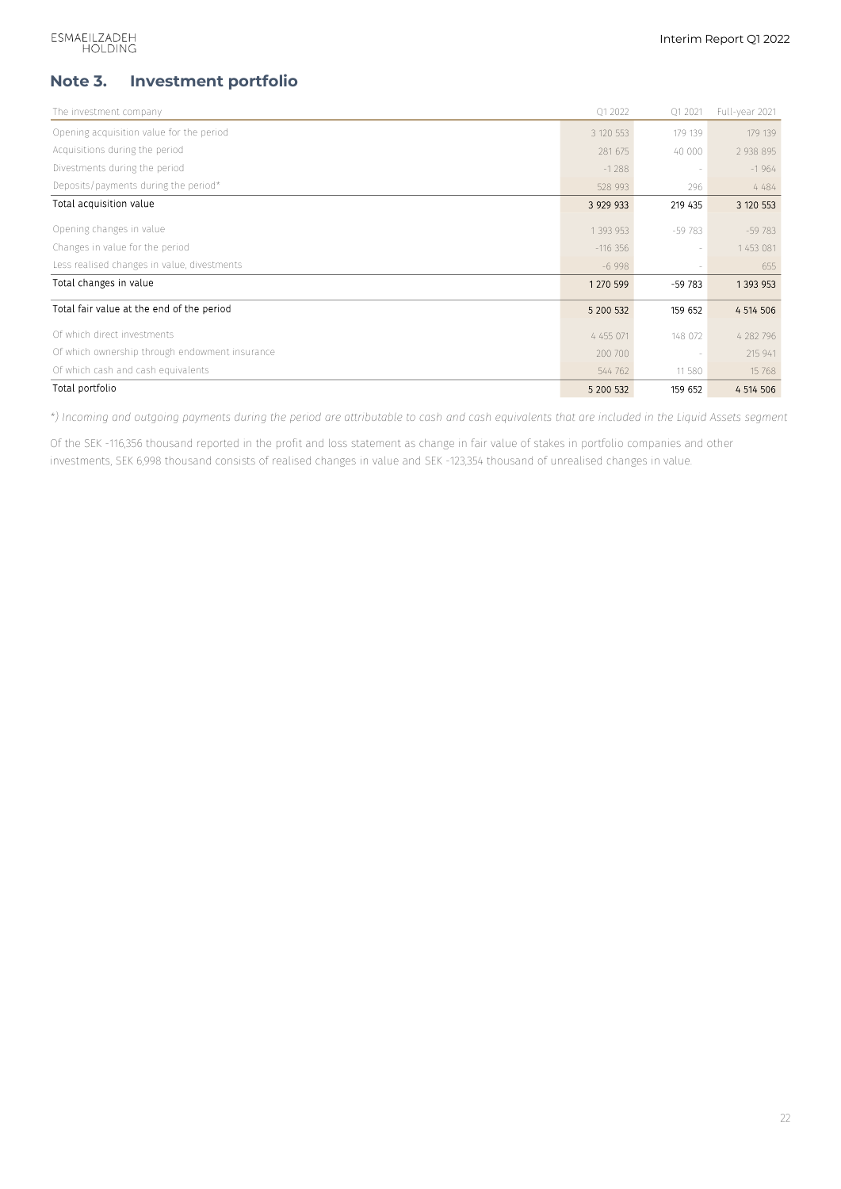## Note 3. Investment portfolio

| The investment company | Q1 2022 | Q1 2021 | Full-year 2021 |
|---|---|---|---|
| Opening acquisition value for the period | 3 120 553 | 179 139 | 179 139 |
| Acquisitions during the period | 281 675 | 40 000 | 2 938 895 |
| Divestments during the period | -1 288 | - | -1 964 |
| Deposits/payments during the period* | 528 993 | 296 | 4 484 |
| Total acquisition value | 3 929 933 | 219 435 | 3 120 553 |
| Opening changes in value | 1 393 953 | -59 783 | -59 783 |
| Changes in value for the period | -116 356 | - | 1 453 081 |
| Less realised changes in value, divestments | -6 998 | - | 655 |
| Total changes in value | 1 270 599 | -59 783 | 1 393 953 |
| Total fair value at the end of the period | 5 200 532 | 159 652 | 4 514 506 |
| Of which direct investments | 4 455 071 | 148 072 | 4 282 796 |
| Of which ownership through endowment insurance | 200 700 | - | 215 941 |
| Of which cash and cash equivalents | 544 762 | 11 580 | 15 768 |
| Total portfolio | 5 200 532 | 159 652 | 4 514 506 |

*\*) Incoming and outgoing payments during the period are attributable to cash and cash equivalents that are included in the Liquid Assets segment*

Of the SEK -116,356 thousand reported in the profit and loss statement as change in fair value of stakes in portfolio companies and other investments, SEK 6,998 thousand consists of realised changes in value and SEK -123,354 thousand of unrealised changes in value.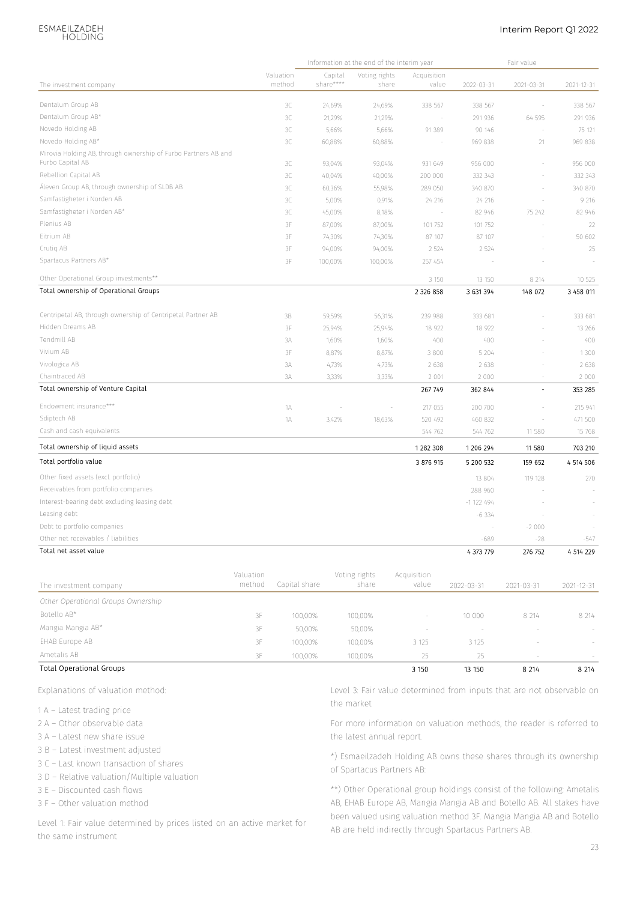| The investment company | Valuation method | Information at the end of the interim year: Capital share**** | Voting rights share | Acquisition value | Fair value: 2022-03-31 | 2021-03-31 | 2021-12-31 |
|---|---|---|---|---|---|---|---|
| Dentalum Group AB | 3C | 24,69% | 24,69% | 338 567 | 338 567 | - | 338 567 |
| Dentalum Group AB* | 3C | 21,29% | 21,29% | - | 291 936 | 64 595 | 291 936 |
| Novedo Holding AB | 3C | 5,66% | 5,66% | 91 389 | 90 146 | - | 75 121 |
| Novedo Holding AB* | 3C | 60,88% | 60,88% | - | 969 838 | 21 | 969 838 |
| Mirovia Holding AB, through ownership of Furbo Partners AB and Furbo Capital AB | 3C | 93,04% | 93,04% | 931 649 | 956 000 | - | 956 000 |
| Rebellion Capital AB | 3C | 40,04% | 40,00% | 200 000 | 332 343 | - | 332 343 |
| Aleven Group AB, through ownership of SLDB AB | 3C | 60,36% | 55,98% | 289 050 | 340 870 | - | 340 870 |
| Samfastigheter i Norden AB | 3C | 5,00% | 0,91% | 24 216 | 24 216 | - | 9 216 |
| Samfastigheter i Norden AB* | 3C | 45,00% | 8,18% | - | 82 946 | 75 242 | 82 946 |
| Plenius AB | 3F | 87,00% | 87,00% | 101 752 | 101 752 | - | 22 |
| Eitrium AB | 3F | 74,30% | 74,30% | 87 107 | 87 107 | - | 50 602 |
| Crutiq AB | 3F | 94,00% | 94,00% | 2 524 | 2 524 | - | 25 |
| Spartacus Partners AB* | 3F | 100,00% | 100,00% | 257 454 | - | - | - |
| Other Operational Group investments** | | | | 3 150 | 13 150 | 8 214 | 10 525 |
| Total ownership of Operational Groups | | | | 2 326 858 | 3 631 394 | 148 072 | 3 458 011 |
| Centripetal AB, through ownership of Centripetal Partner AB | 3B | 59,59% | 56,31% | 239 988 | 333 681 | - | 333 681 |
| Hidden Dreams AB | 3F | 25,94% | 25,94% | 18 922 | 18 922 | - | 13 266 |
| Tendmill AB | 3A | 1,60% | 1,60% | 400 | 400 | - | 400 |
| Vivium AB | 3F | 8,87% | 8,87% | 3 800 | 5 204 | - | 1 300 |
| Vivologica AB | 3A | 4,73% | 4,73% | 2 638 | 2 638 | - | 2 638 |
| Chaintraced AB | 3A | 3,33% | 3,33% | 2 001 | 2 000 | - | 2 000 |
| Total ownership of Venture Capital | | | | 267 749 | 362 844 | - | 353 285 |
| Endowment insurance*** | 1A | - | - | 217 055 | 200 700 | - | 215 941 |
| Sdiptech AB | 1A | 3,42% | 18,63% | 520 492 | 460 832 | - | 471 500 |
| Cash and cash equivalents | | | | 544 762 | 544 762 | 11 580 | 15 768 |
| Total ownership of liquid assets | | | | 1 282 308 | 1 206 294 | 11 580 | 703 210 |
| Total portfolio value | | | | 3 876 915 | 5 200 532 | 159 652 | 4 514 506 |
| Other fixed assets (excl. portfolio) | | | | | 13 804 | 119 128 | 270 |
| Receivables from portfolio companies | | | | | 288 960 | - | - |
| Interest-bearing debt excluding leasing debt | | | | | -1 122 494 | - | - |
| Leasing debt | | | | | -6 334 | - | - |
| Debt to portfolio companies | | | | | - | -2 000 | - |
| Other net receivables / liabilities | | | | | -689 | -28 | -547 |
| Total net asset value | | | | | 4 373 779 | 276 752 | 4 514 229 |

| The investment company | Valuation method | Capital share | Voting rights share | Acquisition value | 2022-03-31 | 2021-03-31 | 2021-12-31 |
|---|---|---|---|---|---|---|---|
| *Other Operational Groups Ownership* | | | | | | | |
| Botello AB* | 3F | 100,00% | 100,00% | - | 10 000 | 8 214 | 8 214 |
| Mangia Mangia AB* | 3F | 50,00% | 50,00% | - | - | - | - |
| EHAB Europe AB | 3F | 100,00% | 100,00% | 3 125 | 3 125 | - | - |
| Ametalis AB | 3F | 100,00% | 100,00% | 25 | 25 | - | - |
| Total Operational Groups | | | | 3 150 | 13 150 | 8 214 | 8 214 |

Explanations of valuation method:

1 A – Latest trading price
2 A – Other observable data
3 A – Latest new share issue
3 B – Latest investment adjusted
3 C – Last known transaction of shares
3 D – Relative valuation/Multiple valuation
3 E – Discounted cash flows
3 F – Other valuation method

Level 1: Fair value determined by prices listed on an active market for the same instrument

Level 3: Fair value determined from inputs that are not observable on the market

For more information on valuation methods, the reader is referred to the latest annual report.

*) Esmaeilzadeh Holding AB owns these shares through its ownership of Spartacus Partners AB.

**) Other Operational group holdings consist of the following: Ametalis AB, EHAB Europe AB, Mangia Mangia AB and Botello AB. All stakes have been valued using valuation method 3F. Mangia Mangia AB and Botello AB are held indirectly through Spartacus Partners AB.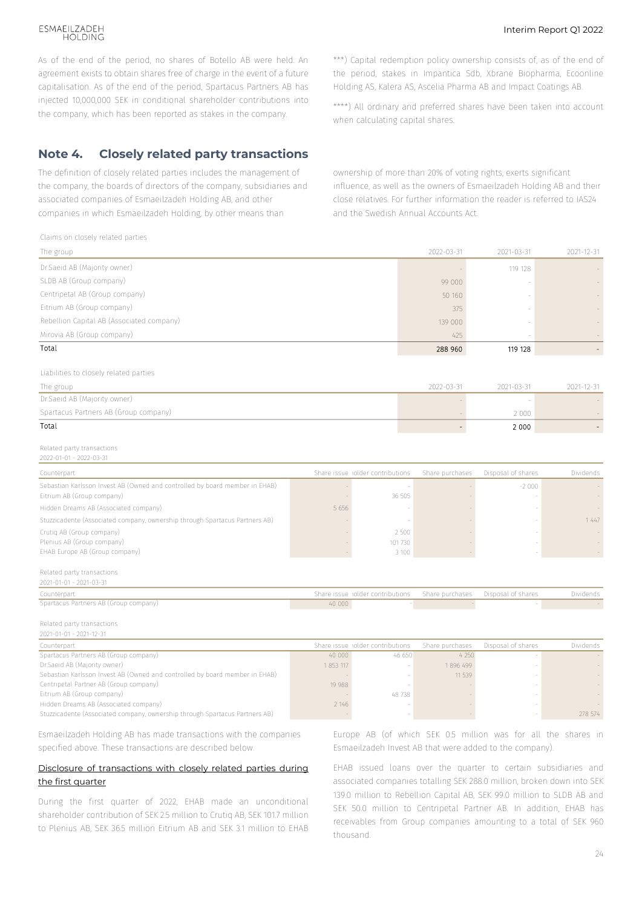As of the end of the period, no shares of Botello AB were held. An agreement exists to obtain shares free of charge in the event of a future capitalisation. As of the end of the period, Spartacus Partners AB has injected 10,000,000 SEK in conditional shareholder contributions into the company, which has been reported as stakes in the company.

***) Capital redemption policy ownership consists of, as of the end of the period, stakes in Impantica Sdb, Xbrane Biopharma, Ecoonline Holding AS, Kalera AS, Ascelia Pharma AB and Impact Coatings AB.

****) All ordinary and preferred shares have been taken into account when calculating capital shares.

## Note 4. Closely related party transactions

The definition of closely related parties includes the management of the company, the boards of directors of the company, subsidiaries and associated companies of Esmaeilzadeh Holding AB, and other companies in which Esmaeilzadeh Holding, by other means than ownership of more than 20% of voting rights, exerts significant influence, as well as the owners of Esmaeilzadeh Holding AB and their close relatives. For further information the reader is referred to IAS24 and the Swedish Annual Accounts Act.

Claims on closely related parties

| The group | 2022-03-31 | 2021-03-31 | 2021-12-31 |
|---|---|---|---|
| Dr.Saeid AB (Majority owner) | - | 119 128 | - |
| SLDB AB (Group company) | 99 000 | - | - |
| Centripetal AB (Group company) | 50 160 | - | - |
| Eitrium AB (Group company) | 375 | - | - |
| Rebellion Capital AB (Associated company) | 139 000 | - | - |
| Mirovia AB (Group company) | 425 | - | - |
| Total | 288 960 | 119 128 | - |

Liabilities to closely related parties

| The group | 2022-03-31 | 2021-03-31 | 2021-12-31 |
|---|---|---|---|
| Dr.Saeid AB (Majority owner) | - | - | - |
| Spartacus Partners AB (Group company) | - | 2 000 | - |
| Total | - | 2 000 | - |

Related party transactions
2022-01-01 - 2022-03-31

| Counterpart | Share issue | Shareholder contributions | Share purchases | Disposal of shares | Dividends |
|---|---|---|---|---|---|
| Sebastian Karlsson Invest AB (Owned and controlled by board member in EHAB) | - | - | - | -2 000 | - |
| Eitrium AB (Group company) | - | 36 505 | - | - | - |
| Hidden Dreams AB (Associated company) | 5 656 | - | - | - | - |
| Stuzzicadente (Associated company, ownership through Spartacus Partners AB) | - | - | - | - | 1 447 |
| Crutiq AB (Group company) | - | 2 500 | - | - | - |
| Plenius AB (Group company) | - | 101 730 | - | - | - |
| EHAB Europe AB (Group company) | - | 3 100 | - | - | - |

Related party transactions
2021-01-01 - 2021-03-31

| Counterpart | Share issue | Shareholder contributions | Share purchases | Disposal of shares | Dividends |
|---|---|---|---|---|---|
| Spartacus Partners AB (Group company) | 40 000 | - | - | - | - |

Related party transactions
2021-01-01 - 2021-12-31

| Counterpart | Share issue | Shareholder contributions | Share purchases | Disposal of shares | Dividends |
|---|---|---|---|---|---|
| Spartacus Partners AB (Group company) | 40 000 | 46 650 | 4 250 | - | - |
| Dr.Saeid AB (Majority owner) | 1 853 117 | - | 1 896 499 | - | - |
| Sebastian Karlsson Invest AB (Owned and controlled by board member in EHAB) | - | - | 11 539 | - | - |
| Centripetal Partner AB (Group company) | 19 988 | - | - | - | - |
| Eitrium AB (Group company) | - | 48 738 | - | - | - |
| Hidden Dreams AB (Associated company) | 2 146 | - | - | - | - |
| Stuzzicadente (Associated company, ownership through Spartacus Partners AB) | - | - | - | - | 278 574 |

Esmaeilzadeh Holding AB has made transactions with the companies specified above. These transactions are described below.

Disclosure of transactions with closely related parties during the first quarter

During the first quarter of 2022, EHAB made an unconditional shareholder contribution of SEK 2.5 million to Crutiq AB, SEK 101.7 million to Plenius AB, SEK 36.5 million Eitrium AB and SEK 3.1 million to EHAB Europe AB (of which SEK 0.5 million was for all the shares in Esmaeilzadeh Invest AB that were added to the company).

EHAB issued loans over the quarter to certain subsidiaries and associated companies totalling SEK 288.0 million, broken down into SEK 139.0 million to Rebellion Capital AB, SEK 99.0 million to SLDB AB and SEK 50.0 million to Centripetal Partner AB. In addition, EHAB has receivables from Group companies amounting to a total of SEK 960 thousand.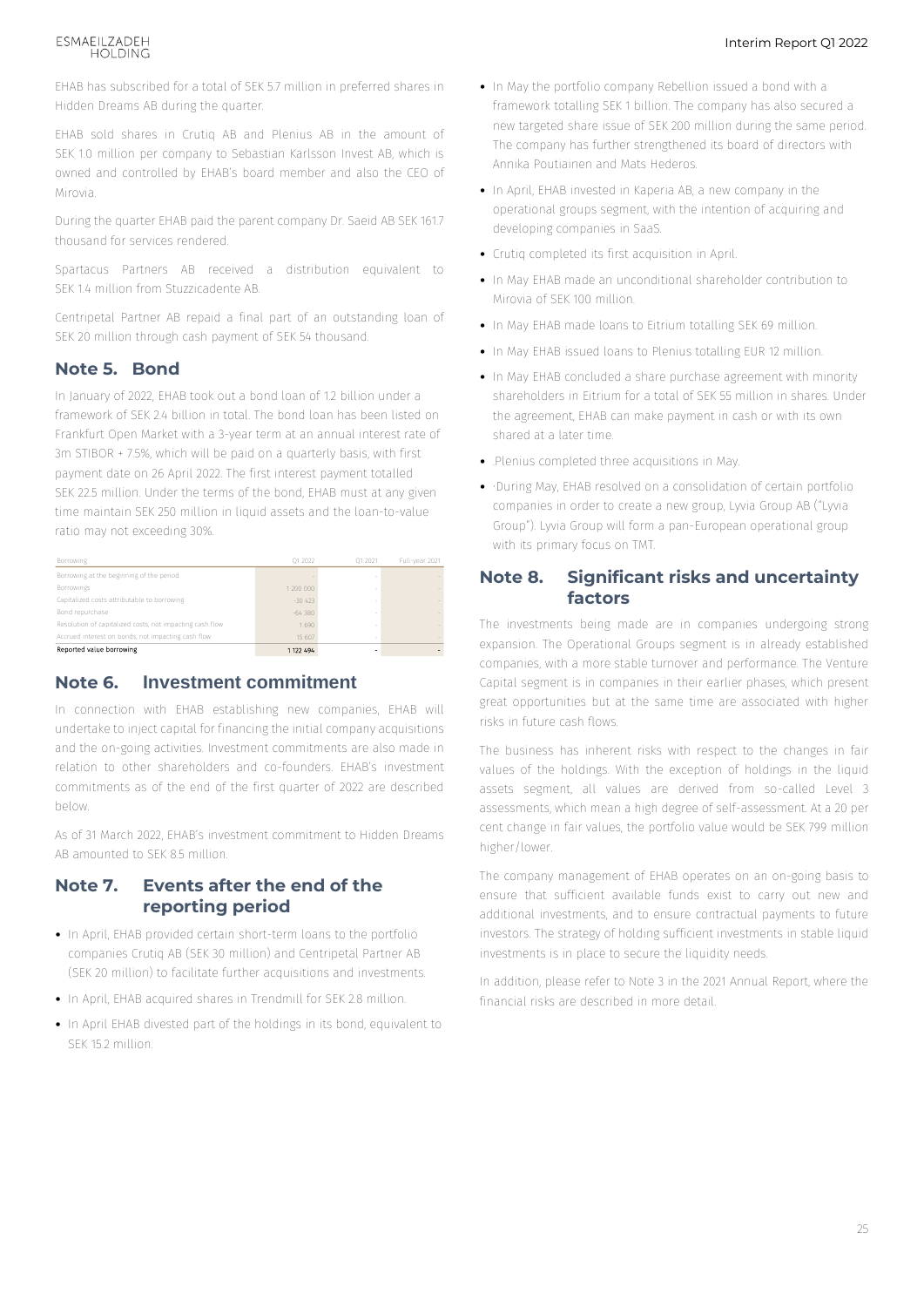EHAB has subscribed for a total of SEK 5.7 million in preferred shares in Hidden Dreams AB during the quarter.

EHAB sold shares in Crutiq AB and Plenius AB in the amount of SEK 1.0 million per company to Sebastian Karlsson Invest AB, which is owned and controlled by EHAB's board member and also the CEO of Mirovia.

During the quarter EHAB paid the parent company Dr. Saeid AB SEK 161.7 thousand for services rendered.

Spartacus Partners AB received a distribution equivalent to SEK 1.4 million from Stuzzicadente AB.

Centripetal Partner AB repaid a final part of an outstanding loan of SEK 20 million through cash payment of SEK 54 thousand.

## Note 5. Bond

In January of 2022, EHAB took out a bond loan of 1.2 billion under a framework of SEK 2.4 billion in total. The bond loan has been listed on Frankfurt Open Market with a 3-year term at an annual interest rate of 3m STIBOR + 7.5%, which will be paid on a quarterly basis, with first payment date on 26 April 2022. The first interest payment totalled SEK 22.5 million. Under the terms of the bond, EHAB must at any given time maintain SEK 250 million in liquid assets and the loan-to-value ratio may not exceeding 30%.

| Borrowing | Q1 2022 | Q1 2021 | Full-year 2021 |
|---|---|---|---|
| Borrowing at the beginning of the period | - | - | - |
| Borrowings | 1 200 000 | - | - |
| Capitalized costs attributable to borrowing | -30 423 | - | - |
| Bond repurchase | -64 380 | - | - |
| Resolution of capitalized costs, not impacting cash flow | 1 690 | - | - |
| Accrued interest on bonds, not impacting cash flow | 15 607 | - | - |
| Reported value borrowing | 1 122 494 | - | - |

## Note 6. Investment commitment

In connection with EHAB establishing new companies, EHAB will undertake to inject capital for financing the initial company acquisitions and the on-going activities. Investment commitments are also made in relation to other shareholders and co-founders. EHAB's investment commitments as of the end of the first quarter of 2022 are described below.

As of 31 March 2022, EHAB's investment commitment to Hidden Dreams AB amounted to SEK 8.5 million.

## Note 7. Events after the end of the reporting period

- In April, EHAB provided certain short-term loans to the portfolio companies Crutiq AB (SEK 30 million) and Centripetal Partner AB (SEK 20 million) to facilitate further acquisitions and investments.
- In April, EHAB acquired shares in Trendmill for SEK 2.8 million.
- In April EHAB divested part of the holdings in its bond, equivalent to SEK 15.2 million.
- In May the portfolio company Rebellion issued a bond with a framework totalling SEK 1 billion. The company has also secured a new targeted share issue of SEK 200 million during the same period. The company has further strengthened its board of directors with Annika Poutiainen and Mats Hederos.
- In April, EHAB invested in Kaperia AB, a new company in the operational groups segment, with the intention of acquiring and developing companies in SaaS.
- Crutiq completed its first acquisition in April.
- In May EHAB made an unconditional shareholder contribution to Mirovia of SEK 100 million.
- In May EHAB made loans to Eitrium totalling SEK 69 million.
- In May EHAB issued loans to Plenius totalling EUR 12 million.
- In May EHAB concluded a share purchase agreement with minority shareholders in Eitrium for a total of SEK 55 million in shares. Under the agreement, EHAB can make payment in cash or with its own shared at a later time.
- .Plenius completed three acquisitions in May.
- ·During May, EHAB resolved on a consolidation of certain portfolio companies in order to create a new group, Lyvia Group AB ("Lyvia Group"). Lyvia Group will form a pan-European operational group with its primary focus on TMT.

## Note 8. Significant risks and uncertainty factors

The investments being made are in companies undergoing strong expansion. The Operational Groups segment is in already established companies, with a more stable turnover and performance. The Venture Capital segment is in companies in their earlier phases, which present great opportunities but at the same time are associated with higher risks in future cash flows.

The business has inherent risks with respect to the changes in fair values of the holdings. With the exception of holdings in the liquid assets segment, all values are derived from so-called Level 3 assessments, which mean a high degree of self-assessment. At a 20 per cent change in fair values, the portfolio value would be SEK 799 million higher/lower.

The company management of EHAB operates on an on-going basis to ensure that sufficient available funds exist to carry out new and additional investments, and to ensure contractual payments to future investors. The strategy of holding sufficient investments in stable liquid investments is in place to secure the liquidity needs.

In addition, please refer to Note 3 in the 2021 Annual Report, where the financial risks are described in more detail.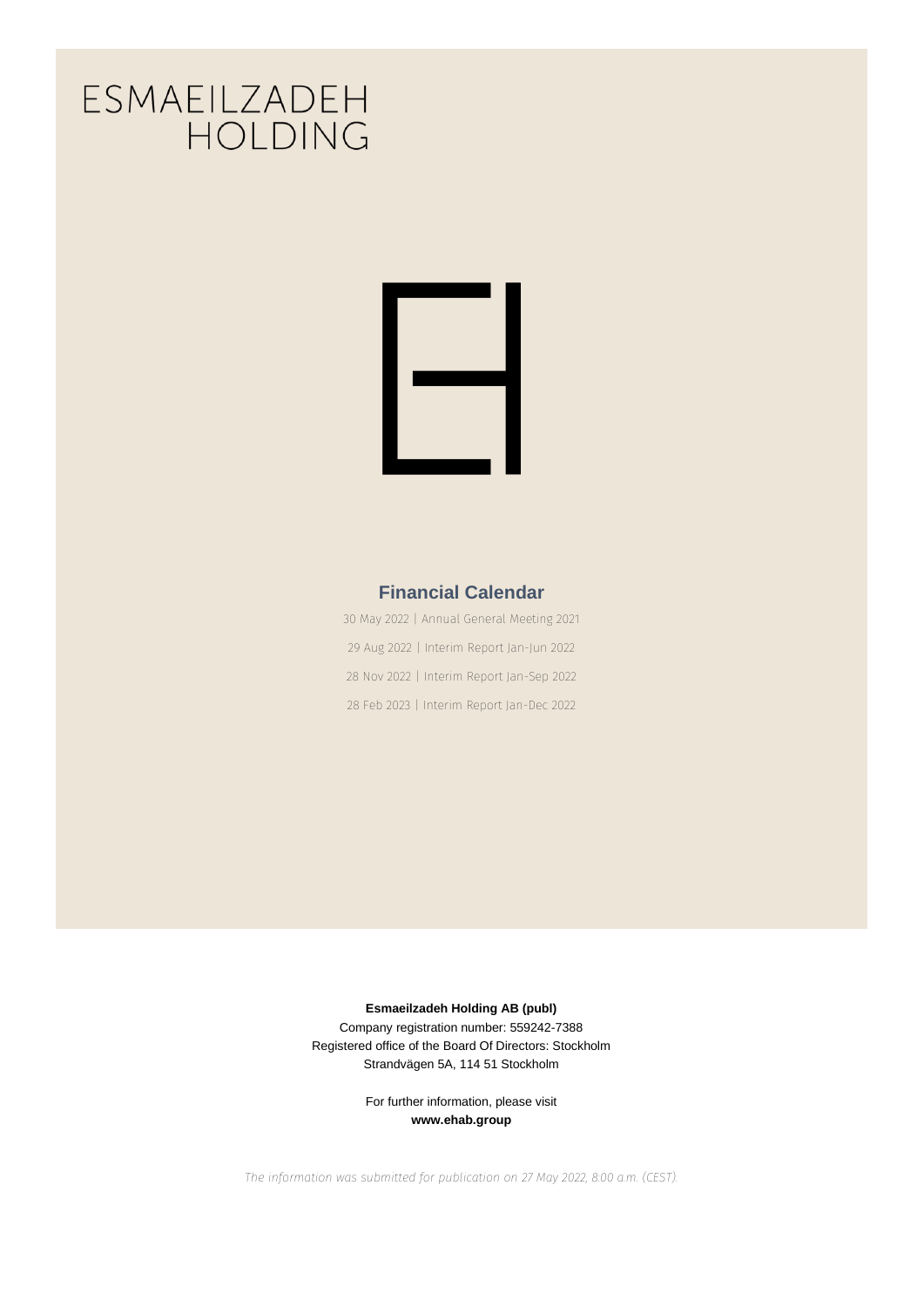ESMAEILZADEH HOLDING

## Financial Calendar

30 May 2022 | Annual General Meeting 2021

29 Aug 2022 | Interim Report Jan-Jun 2022

28 Nov 2022 | Interim Report Jan-Sep 2022

28 Feb 2023 | Interim Report Jan-Dec 2022

**Esmaeilzadeh Holding AB (publ)**
Company registration number: 559242-7388
Registered office of the Board Of Directors: Stockholm
Strandvägen 5A, 114 51 Stockholm

For further information, please visit
**www.ehab.group**

*The information was submitted for publication on 27 May 2022, 8:00 a.m. (CEST).*